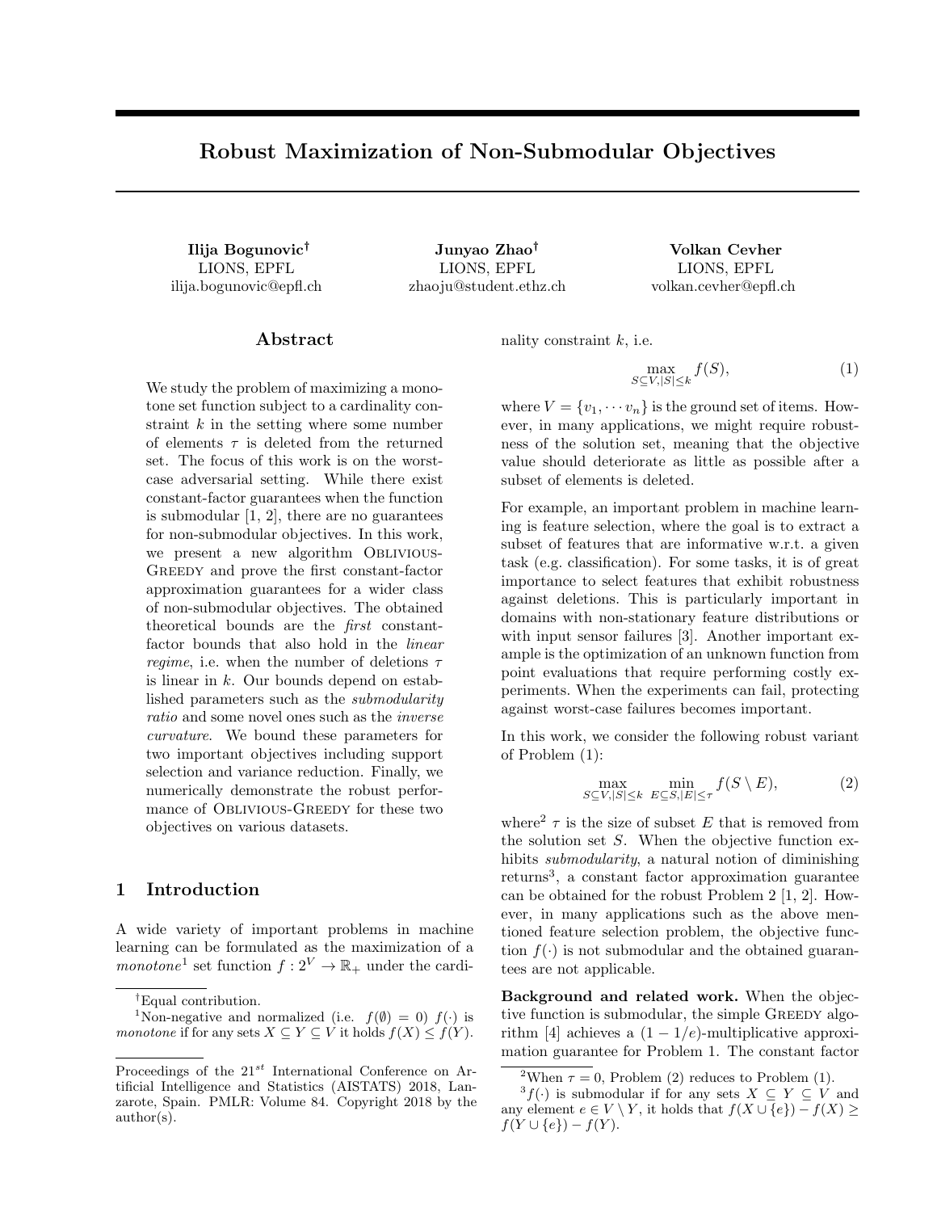# Robust Maximization of Non-Submodular Objectives

**Ilija Bogunovic**[†]
LIONS, EPFL
ilija.bogunovic@epfl.ch

**Junyao Zhao**[†]
LIONS, EPFL
zhaoju@student.ethz.ch

**Volkan Cevher**
LIONS, EPFL
volkan.cevher@epfl.ch

## Abstract

We study the problem of maximizing a monotone set function subject to a cardinality constraint $k$ in the setting where some number of elements $\tau$ is deleted from the returned set. The focus of this work is on the worst-case adversarial setting. While there exist constant-factor guarantees when the function is submodular [1, 2], there are no guarantees for non-submodular objectives. In this work, we present a new algorithm Oblivious-Greedy and prove the first constant-factor approximation guarantees for a wider class of non-submodular objectives. The obtained theoretical bounds are the *first* constant-factor bounds that also hold in the *linear regime*, i.e. when the number of deletions $\tau$ is linear in $k$. Our bounds depend on established parameters such as the *submodularity ratio* and some novel ones such as the *inverse curvature*. We bound these parameters for two important objectives including support selection and variance reduction. Finally, we numerically demonstrate the robust performance of Oblivious-Greedy for these two objectives on various datasets.

## 1 Introduction

A wide variety of important problems in machine learning can be formulated as the maximization of a *monotone*[1] set function $f : 2^V \to \mathbb{R}_+$ under the cardinality constraint $k$, i.e.

$$\max_{S \subseteq V, |S| \le k} f(S), \tag{1}$$

where $V = \{v_1, \cdots v_n\}$ is the ground set of items. However, in many applications, we might require robustness of the solution set, meaning that the objective value should deteriorate as little as possible after a subset of elements is deleted.

For example, an important problem in machine learning is feature selection, where the goal is to extract a subset of features that are informative w.r.t. a given task (e.g. classification). For some tasks, it is of great importance to select features that exhibit robustness against deletions. This is particularly important in domains with non-stationary feature distributions or with input sensor failures [3]. Another important example is the optimization of an unknown function from point evaluations that require performing costly experiments. When the experiments can fail, protecting against worst-case failures becomes important.

In this work, we consider the following robust variant of Problem (1):

$$\max_{S \subseteq V, |S| \le k} \ \min_{E \subseteq S, |E| \le \tau} f(S \setminus E), \tag{2}$$

where[2] $\tau$ is the size of subset $E$ that is removed from the solution set $S$. When the objective function exhibits *submodularity*, a natural notion of diminishing returns[3], a constant factor approximation guarantee can be obtained for the robust Problem 2 [1, 2]. However, in many applications such as the above mentioned feature selection problem, the objective function $f(\cdot)$ is not submodular and the obtained guarantees are not applicable.

**Background and related work.** When the objective function is submodular, the simple Greedy algorithm [4] achieves a $(1 - 1/e)$-multiplicative approximation guarantee for Problem 1. The constant factor

---

[†]Equal contribution.

[1]Non-negative and normalized (i.e. $f(\emptyset) = 0$) $f(\cdot)$ is *monotone* if for any sets $X \subseteq Y \subseteq V$ it holds $f(X) \le f(Y)$.

[2]When $\tau = 0$, Problem (2) reduces to Problem (1).

[3]$f(\cdot)$ is submodular if for any sets $X \subseteq Y \subseteq V$ and any element $e \in V \setminus Y$, it holds that $f(X \cup \{e\}) - f(X) \ge f(Y \cup \{e\}) - f(Y)$.

Proceedings of the 21[st] International Conference on Artificial Intelligence and Statistics (AISTATS) 2018, Lanzarote, Spain. PMLR: Volume 84. Copyright 2018 by the author(s).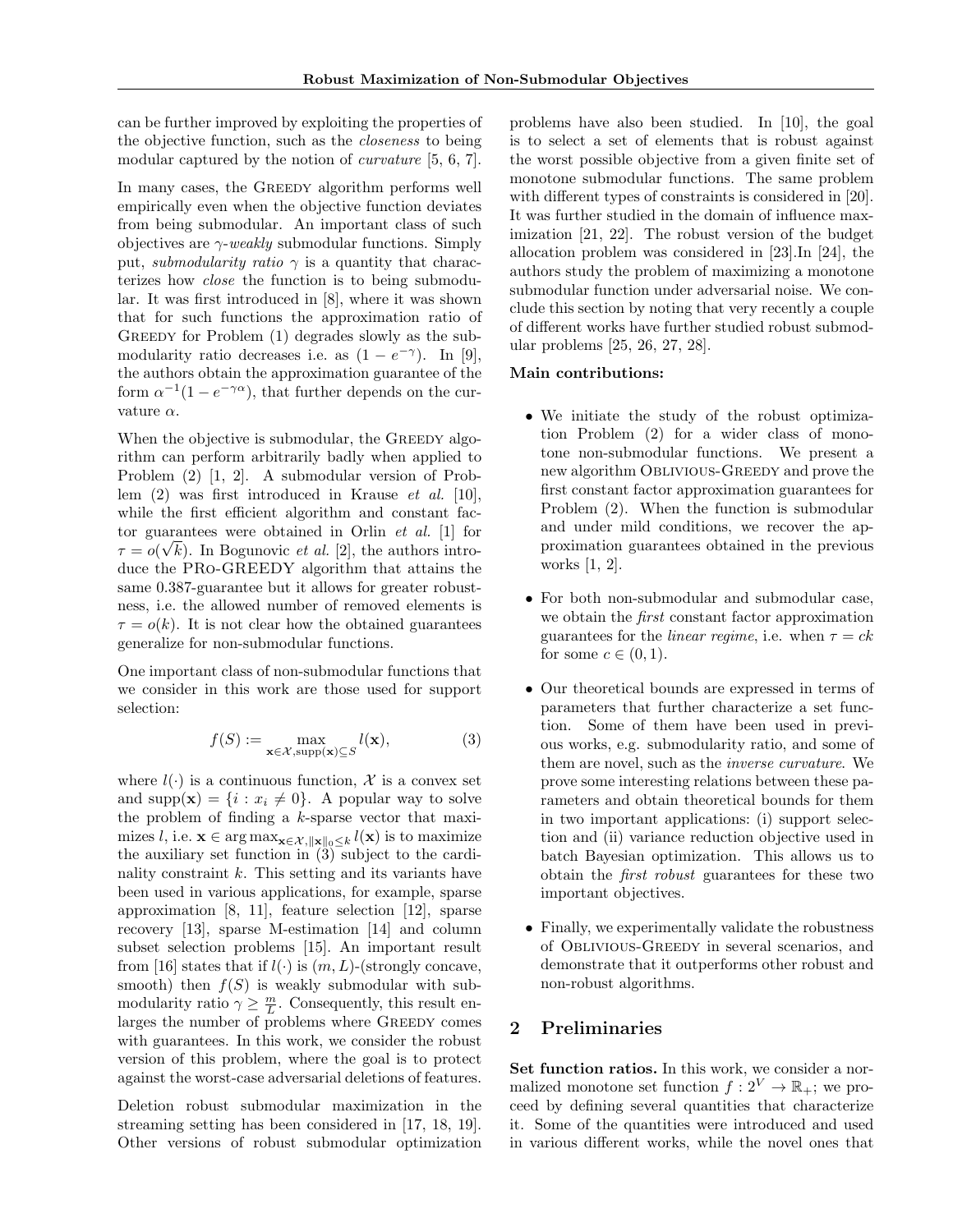can be further improved by exploiting the properties of the objective function, such as the *closeness* to being modular captured by the notion of *curvature* [5, 6, 7].

In many cases, the GREEDY algorithm performs well empirically even when the objective function deviates from being submodular. An important class of such objectives are $\gamma$-*weakly* submodular functions. Simply put, *submodularity ratio* $\gamma$ is a quantity that characterizes how *close* the function is to being submodular. It was first introduced in [8], where it was shown that for such functions the approximation ratio of GREEDY for Problem (1) degrades slowly as the submodularity ratio decreases i.e. as $(1 - e^{-\gamma})$. In [9], the authors obtain the approximation guarantee of the form $\alpha^{-1}(1 - e^{-\gamma\alpha})$, that further depends on the curvature $\alpha$.

When the objective is submodular, the GREEDY algorithm can perform arbitrarily badly when applied to Problem (2) [1, 2]. A submodular version of Problem (2) was first introduced in Krause *et al.* [10], while the first efficient algorithm and constant factor guarantees were obtained in Orlin *et al.* [1] for $\tau = o(\sqrt{k})$. In Bogunovic *et al.* [2], the authors introduce the PRO-GREEDY algorithm that attains the same 0.387-guarantee but it allows for greater robustness, i.e. the allowed number of removed elements is $\tau = o(k)$. It is not clear how the obtained guarantees generalize for non-submodular functions.

One important class of non-submodular functions that we consider in this work are those used for support selection:

$$f(S) := \max_{\mathbf{x} \in \mathcal{X}, \mathrm{supp}(\mathbf{x}) \subseteq S} l(\mathbf{x}), \tag{3}$$

where $l(\cdot)$ is a continuous function, $\mathcal{X}$ is a convex set and $\mathrm{supp}(\mathbf{x}) = \{i : x_i \neq 0\}$. A popular way to solve the problem of finding a $k$-sparse vector that maximizes $l$, i.e. $\mathbf{x} \in \arg\max_{\mathbf{x} \in \mathcal{X}, \|\mathbf{x}\|_0 \leq k} l(\mathbf{x})$ is to maximize the auxiliary set function in (3) subject to the cardinality constraint $k$. This setting and its variants have been used in various applications, for example, sparse approximation [8, 11], feature selection [12], sparse recovery [13], sparse M-estimation [14] and column subset selection problems [15]. An important result from [16] states that if $l(\cdot)$ is $(m, L)$-(strongly concave, smooth) then $f(S)$ is weakly submodular with submodularity ratio $\gamma \geq \frac{m}{L}$. Consequently, this result enlarges the number of problems where GREEDY comes with guarantees. In this work, we consider the robust version of this problem, where the goal is to protect against the worst-case adversarial deletions of features.

Deletion robust submodular maximization in the streaming setting has been considered in [17, 18, 19]. Other versions of robust submodular optimization problems have also been studied. In [10], the goal is to select a set of elements that is robust against the worst possible objective from a given finite set of monotone submodular functions. The same problem with different types of constraints is considered in [20]. It was further studied in the domain of influence maximization [21, 22]. The robust version of the budget allocation problem was considered in [23].In [24], the authors study the problem of maximizing a monotone submodular function under adversarial noise. We conclude this section by noting that very recently a couple of different works have further studied robust submodular problems [25, 26, 27, 28].

**Main contributions:**

- We initiate the study of the robust optimization Problem (2) for a wider class of monotone non-submodular functions. We present a new algorithm OBLIVIOUS-GREEDY and prove the first constant factor approximation guarantees for Problem (2). When the function is submodular and under mild conditions, we recover the approximation guarantees obtained in the previous works [1, 2].
- For both non-submodular and submodular case, we obtain the *first* constant factor approximation guarantees for the *linear regime*, i.e. when $\tau = ck$ for some $c \in (0, 1)$.
- Our theoretical bounds are expressed in terms of parameters that further characterize a set function. Some of them have been used in previous works, e.g. submodularity ratio, and some of them are novel, such as the *inverse curvature*. We prove some interesting relations between these parameters and obtain theoretical bounds for them in two important applications: (i) support selection and (ii) variance reduction objective used in batch Bayesian optimization. This allows us to obtain the *first robust* guarantees for these two important objectives.
- Finally, we experimentally validate the robustness of OBLIVIOUS-GREEDY in several scenarios, and demonstrate that it outperforms other robust and non-robust algorithms.

## 2 Preliminaries

**Set function ratios.** In this work, we consider a normalized monotone set function $f : 2^V \to \mathbb{R}_+$; we proceed by defining several quantities that characterize it. Some of the quantities were introduced and used in various different works, while the novel ones that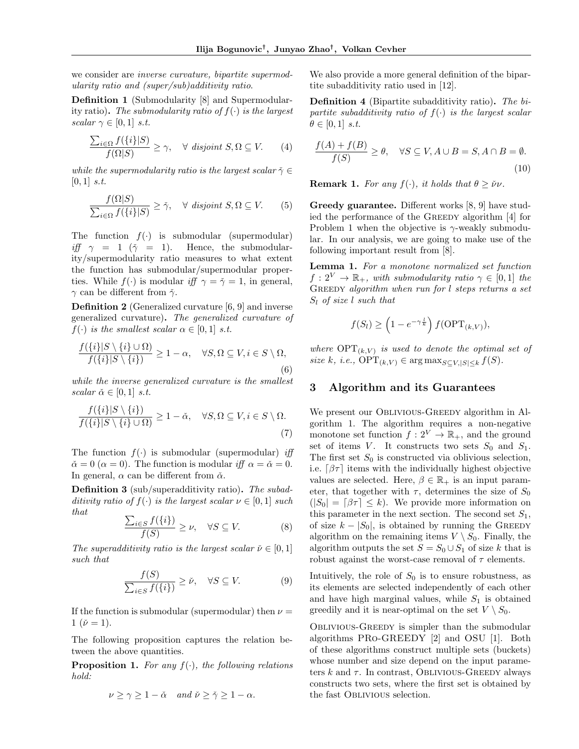we consider are *inverse curvature, bipartite supermodularity ratio and (super/sub)additivity ratio.*

**Definition 1** (Submodularity [8] and Supermodularity ratio)**.** *The submodularity ratio of $f(\cdot)$ is the largest scalar $\gamma \in [0,1]$ s.t.*

$$\frac{\sum_{i \in \Omega} f(\{i\}|S)}{f(\Omega|S)} \geq \gamma, \quad \forall \text{ disjoint } S, \Omega \subseteq V. \tag{4}$$

*while the supermodularity ratio is the largest scalar $\check{\gamma} \in [0,1]$ s.t.*

$$\frac{f(\Omega|S)}{\sum_{i \in \Omega} f(\{i\}|S)} \geq \check{\gamma}, \quad \forall \text{ disjoint } S, \Omega \subseteq V. \tag{5}$$

The function $f(\cdot)$ is submodular (supermodular) *iff* $\gamma = 1$ ($\check{\gamma} = 1$). Hence, the submodularity/supermodularity ratio measures to what extent the function has submodular/supermodular properties. While $f(\cdot)$ is modular *iff* $\gamma = \check{\gamma} = 1$, in general, $\gamma$ can be different from $\check{\gamma}$.

**Definition 2** (Generalized curvature [6, 9] and inverse generalized curvature)**.** *The generalized curvature of $f(\cdot)$ is the smallest scalar $\alpha \in [0,1]$ s.t.*

$$\frac{f(\{i\}|S \setminus \{i\} \cup \Omega)}{f(\{i\}|S \setminus \{i\})} \geq 1 - \alpha, \quad \forall S, \Omega \subseteq V, i \in S \setminus \Omega, \tag{6}$$

*while the inverse generalized curvature is the smallest scalar $\check{\alpha} \in [0,1]$ s.t.*

$$\frac{f(\{i\}|S \setminus \{i\})}{f(\{i\}|S \setminus \{i\} \cup \Omega)} \geq 1 - \check{\alpha}, \quad \forall S, \Omega \subseteq V, i \in S \setminus \Omega. \tag{7}$$

The function $f(\cdot)$ is submodular (supermodular) *iff* $\check{\alpha} = 0$ ($\alpha = 0$). The function is modular *iff* $\alpha = \check{\alpha} = 0$. In general, $\alpha$ can be different from $\check{\alpha}$.

**Definition 3** (sub/superadditivity ratio)**.** *The subadditivity ratio of $f(\cdot)$ is the largest scalar $\nu \in [0,1]$ such that*

$$\frac{\sum_{i \in S} f(\{i\})}{f(S)} \geq \nu, \quad \forall S \subseteq V. \tag{8}$$

*The superadditivity ratio is the largest scalar $\check{\nu} \in [0,1]$ such that*

$$\frac{f(S)}{\sum_{i \in S} f(\{i\})} \geq \check{\nu}, \quad \forall S \subseteq V. \tag{9}$$

If the function is submodular (supermodular) then $\nu = 1$ ($\check{\nu} = 1$).

The following proposition captures the relation between the above quantities.

**Proposition 1.** *For any $f(\cdot)$, the following relations hold:*

$$\nu \geq \gamma \geq 1 - \check{\alpha} \quad \text{and } \check{\nu} \geq \check{\gamma} \geq 1 - \alpha.$$

We also provide a more general definition of the bipartite subadditivity ratio used in [12].

**Definition 4** (Bipartite subadditivity ratio)**.** *The bipartite subadditivity ratio of $f(\cdot)$ is the largest scalar $\theta \in [0,1]$ s.t.*

$$\frac{f(A) + f(B)}{f(S)} \geq \theta, \quad \forall S \subseteq V, A \cup B = S, A \cap B = \emptyset. \tag{10}$$

**Remark 1.** *For any $f(\cdot)$, it holds that $\theta \geq \check{\nu}\nu$.*

**Greedy guarantee.** Different works [8, 9] have studied the performance of the Greedy algorithm [4] for Problem 1 when the objective is $\gamma$-weakly submodular. In our analysis, we are going to make use of the following important result from [8].

**Lemma 1.** *For a monotone normalized set function $f : 2^V \to \mathbb{R}_+$, with submodularity ratio $\gamma \in [0,1]$ the* Greedy *algorithm when run for $l$ steps returns a set $S_l$ of size $l$ such that*

$$f(S_l) \geq \left(1 - e^{-\gamma \frac{l}{k}}\right) f(\text{OPT}_{(k,V)}),$$

*where $\text{OPT}_{(k,V)}$ is used to denote the optimal set of size $k$, i.e., $\text{OPT}_{(k,V)} \in \arg\max_{S \subseteq V, |S| \leq k} f(S)$.*

## 3 Algorithm and its Guarantees

We present our Oblivious-Greedy algorithm in Algorithm 1. The algorithm requires a non-negative monotone set function $f : 2^V \to \mathbb{R}_+$, and the ground set of items $V$. It constructs two sets $S_0$ and $S_1$. The first set $S_0$ is constructed via oblivious selection, i.e. $\lceil \beta\tau \rceil$ items with the individually highest objective values are selected. Here, $\beta \in \mathbb{R}_+$ is an input parameter, that together with $\tau$, determines the size of $S_0$ ($|S_0| = \lceil \beta\tau \rceil \leq k$). We provide more information on this parameter in the next section. The second set $S_1$, of size $k - |S_0|$, is obtained by running the Greedy algorithm on the remaining items $V \setminus S_0$. Finally, the algorithm outputs the set $S = S_0 \cup S_1$ of size $k$ that is robust against the worst-case removal of $\tau$ elements.

Intuitively, the role of $S_0$ is to ensure robustness, as its elements are selected independently of each other and have high marginal values, while $S_1$ is obtained greedily and it is near-optimal on the set $V \setminus S_0$.

Oblivious-Greedy is simpler than the submodular algorithms PRo-GREEDY [2] and OSU [1]. Both of these algorithms construct multiple sets (buckets) whose number and size depend on the input parameters $k$ and $\tau$. In contrast, Oblivious-Greedy always constructs two sets, where the first set is obtained by the fast Oblivious selection.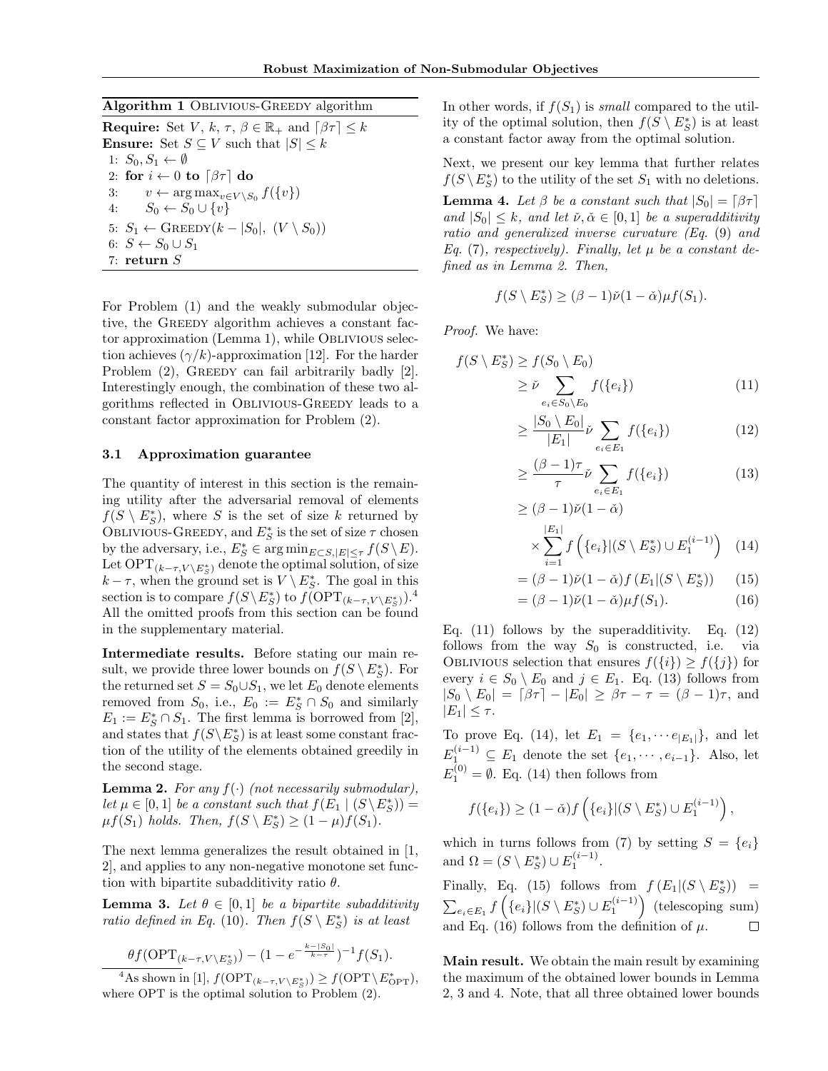**Algorithm 1** Oblivious-Greedy algorithm

**Require:** Set $V$, $k$, $\tau$, $\beta \in \mathbb{R}_+$ and $\lceil \beta\tau \rceil \leq k$
**Ensure:** Set $S \subseteq V$ such that $|S| \leq k$

```
1: S_0, S_1 ← ∅
2: for i ← 0 to ⌈βτ⌉ do
3:     v ← arg max_{v ∈ V \ S_0} f({v})
4:     S_0 ← S_0 ∪ {v}
5: S_1 ← Greedy(k − |S_0|, (V \ S_0))
6: S ← S_0 ∪ S_1
7: return S
```

For Problem (1) and the weakly submodular objective, the Greedy algorithm achieves a constant factor approximation (Lemma 1), while Oblivious selection achieves $(\gamma/k)$-approximation [12]. For the harder Problem (2), Greedy can fail arbitrarily badly [2]. Interestingly enough, the combination of these two algorithms reflected in Oblivious-Greedy leads to a constant factor approximation for Problem (2).

### 3.1 Approximation guarantee

The quantity of interest in this section is the remaining utility after the adversarial removal of elements $f(S \setminus E^*_S)$, where $S$ is the set of size $k$ returned by Oblivious-Greedy, and $E^*_S$ is the set of size $\tau$ chosen by the adversary, i.e., $E^*_S \in \arg\min_{E \subset S, |E| \leq \tau} f(S \setminus E)$. Let $\text{OPT}_{(k-\tau, V\setminus E^*_S)}$ denote the optimal solution, of size $k-\tau$, when the ground set is $V \setminus E^*_S$. The goal in this section is to compare $f(S \setminus E^*_S)$ to $f(\text{OPT}_{(k-\tau, V\setminus E^*_S)})$.[4] All the omitted proofs from this section can be found in the supplementary material.

**Intermediate results.** Before stating our main result, we provide three lower bounds on $f(S \setminus E^*_S)$. For the returned set $S = S_0 \cup S_1$, we let $E_0$ denote elements removed from $S_0$, i.e., $E_0 := E^*_S \cap S_0$ and similarly $E_1 := E^*_S \cap S_1$. The first lemma is borrowed from [2], and states that $f(S \setminus E^*_S)$ is at least some constant fraction of the utility of the elements obtained greedily in the second stage.

**Lemma 2.** *For any $f(\cdot)$ (not necessarily submodular), let $\mu \in [0, 1]$ be a constant such that $f(E_1 \mid (S \setminus E^*_S)) = \mu f(S_1)$ holds. Then, $f(S \setminus E^*_S) \geq (1 - \mu) f(S_1)$.*

The next lemma generalizes the result obtained in [1, 2], and applies to any non-negative monotone set function with bipartite subadditivity ratio $\theta$.

**Lemma 3.** *Let $\theta \in [0, 1]$ be a bipartite subadditivity ratio defined in Eq. (10). Then $f(S \setminus E^*_S)$ is at least*

$$\theta f(\text{OPT}_{(k-\tau, V\setminus E^*_S)}) - (1 - e^{-\frac{k-|S_0|}{k-\tau}})^{-1} f(S_1).$$

[4] As shown in [1], $f(\text{OPT}_{(k-\tau, V\setminus E^*_S)}) \geq f(\text{OPT} \setminus E^*_{\text{OPT}})$, where OPT is the optimal solution to Problem (2).

In other words, if $f(S_1)$ is *small* compared to the utility of the optimal solution, then $f(S \setminus E^*_S)$ is at least a constant factor away from the optimal solution.

Next, we present our key lemma that further relates $f(S \setminus E^*_S)$ to the utility of the set $S_1$ with no deletions.

**Lemma 4.** *Let $\beta$ be a constant such that $|S_0| = \lceil \beta\tau \rceil$ and $|S_0| \leq k$, and let $\check{\nu}, \check{\alpha} \in [0, 1]$ be a superadditivity ratio and generalized inverse curvature (Eq. (9) and Eq. (7), respectively). Finally, let $\mu$ be a constant defined as in Lemma 2. Then,*

$$f(S \setminus E^*_S) \geq (\beta - 1)\check{\nu}(1 - \check{\alpha})\mu f(S_1).$$

*Proof.* We have:

$$\begin{aligned}
f(S \setminus E^*_S) &\geq f(S_0 \setminus E_0) \\
&\geq \check{\nu} \sum_{e_i \in S_0 \setminus E_0} f(\{e_i\}) && (11) \\
&\geq \frac{|S_0 \setminus E_0|}{|E_1|} \check{\nu} \sum_{e_i \in E_1} f(\{e_i\}) && (12) \\
&\geq \frac{(\beta - 1)\tau}{\tau} \check{\nu} \sum_{e_i \in E_1} f(\{e_i\}) && (13) \\
&\geq (\beta - 1)\check{\nu}(1 - \check{\alpha}) \\
&\quad \times \sum_{i=1}^{|E_1|} f\left(\{e_i\} | (S \setminus E^*_S) \cup E_1^{(i-1)}\right) && (14) \\
&= (\beta - 1)\check{\nu}(1 - \check{\alpha}) f\left(E_1 | (S \setminus E^*_S)\right) && (15) \\
&= (\beta - 1)\check{\nu}(1 - \check{\alpha})\mu f(S_1). && (16)
\end{aligned}$$

Eq. (11) follows by the superadditivity. Eq. (12) follows from the way $S_0$ is constructed, i.e. via Oblivious selection that ensures $f(\{i\}) \geq f(\{j\})$ for every $i \in S_0 \setminus E_0$ and $j \in E_1$. Eq. (13) follows from $|S_0 \setminus E_0| = \lceil \beta\tau \rceil - |E_0| \geq \beta\tau - \tau = (\beta - 1)\tau$, and $|E_1| \leq \tau$.

To prove Eq. (14), let $E_1 = \{e_1, \cdots e_{|E_1|}\}$, and let $E_1^{(i-1)} \subseteq E_1$ denote the set $\{e_1, \cdots, e_{i-1}\}$. Also, let $E_1^{(0)} = \emptyset$. Eq. (14) then follows from

$$f(\{e_i\}) \geq (1 - \check{\alpha}) f\left(\{e_i\} | (S \setminus E^*_S) \cup E_1^{(i-1)}\right),$$

which in turns follows from (7) by setting $S = \{e_i\}$ and $\Omega = (S \setminus E^*_S) \cup E_1^{(i-1)}$.

Finally, Eq. (15) follows from $f\left(E_1 | (S \setminus E^*_S)\right) = \sum_{e_i \in E_1} f\left(\{e_i\} | (S \setminus E^*_S) \cup E_1^{(i-1)}\right)$ (telescoping sum) and Eq. (16) follows from the definition of $\mu$. $\square$

**Main result.** We obtain the main result by examining the maximum of the obtained lower bounds in Lemma 2, 3 and 4. Note, that all three obtained lower bounds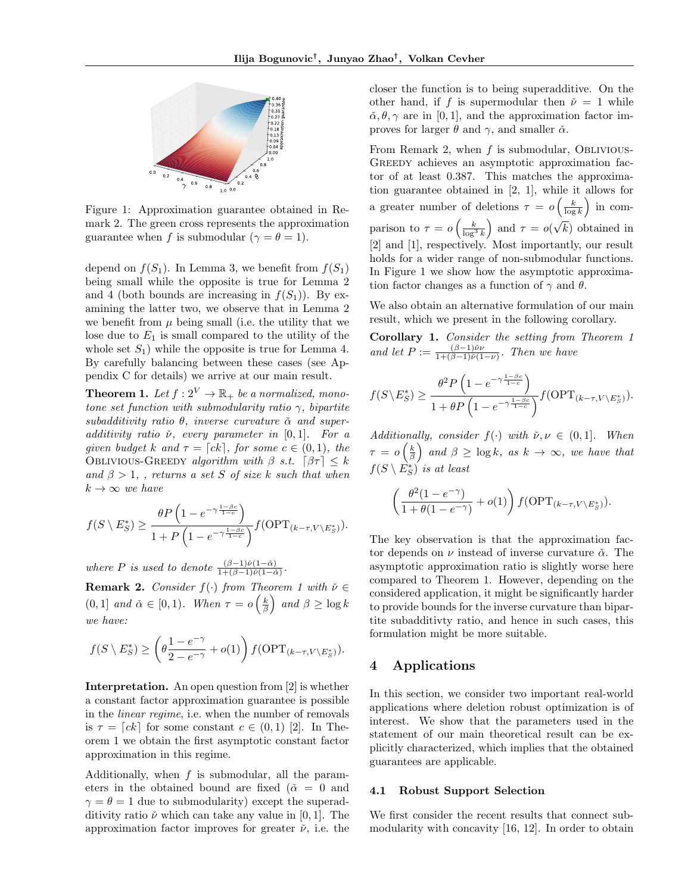Figure 1: Approximation guarantee obtained in Remark 2. The green cross represents the approximation guarantee when $f$ is submodular ($\gamma = \theta = 1$).

depend on $f(S_1)$. In Lemma 3, we benefit from $f(S_1)$ being small while the opposite is true for Lemma 2 and 4 (both bounds are increasing in $f(S_1)$). By examining the latter two, we observe that in Lemma 2 we benefit from $\mu$ being small (i.e. the utility that we lose due to $E_1$ is small compared to the utility of the whole set $S_1$) while the opposite is true for Lemma 4. By carefully balancing between these cases (see Appendix C for details) we arrive at our main result.

**Theorem 1.** *Let $f : 2^V \to \mathbb{R}_+$ be a normalized, monotone set function with submodularity ratio $\gamma$, bipartite subadditivity ratio $\theta$, inverse curvature $\check{\alpha}$ and superadditivity ratio $\check{\nu}$, every parameter in $[0,1]$. For a given budget $k$ and $\tau = \lceil ck \rceil$, for some $c \in (0,1)$, the* Oblivious-Greedy *algorithm with $\beta$ s.t. $\lceil \beta\tau \rceil \leq k$ and $\beta > 1$, , returns a set $S$ of size $k$ such that when $k \to \infty$ we have*

$$f(S \setminus E_S^*) \geq \frac{\theta P \left(1 - e^{-\gamma \frac{1-\beta c}{1-c}}\right)}{1 + P\left(1 - e^{-\gamma \frac{1-\beta c}{1-c}}\right)} f(\mathrm{OPT}_{(k-\tau, V \setminus E_S^*)}).$$

*where $P$ is used to denote $\frac{(\beta-1)\check{\nu}(1-\check{\alpha})}{1+(\beta-1)\check{\nu}(1-\check{\alpha})}$.*

**Remark 2.** *Consider $f(\cdot)$ from Theorem 1 with $\check{\nu} \in (0,1]$ and $\check{\alpha} \in [0,1)$. When $\tau = o\left(\frac{k}{\beta}\right)$ and $\beta \geq \log k$ we have:*

$$f(S \setminus E_S^*) \geq \left(\theta \frac{1 - e^{-\gamma}}{2 - e^{-\gamma}} + o(1)\right) f(\mathrm{OPT}_{(k-\tau, V \setminus E_S^*)}).$$

**Interpretation.** An open question from [2] is whether a constant factor approximation guarantee is possible in the *linear regime*, i.e. when the number of removals is $\tau = \lceil ck \rceil$ for some constant $c \in (0,1)$ [2]. In Theorem 1 we obtain the first asymptotic constant factor approximation in this regime.

Additionally, when $f$ is submodular, all the parameters in the obtained bound are fixed ($\check{\alpha} = 0$ and $\gamma = \theta = 1$ due to submodularity) except the superadditivity ratio $\check{\nu}$ which can take any value in $[0,1]$. The approximation factor improves for greater $\check{\nu}$, i.e. the closer the function is to being superadditive. On the other hand, if $f$ is supermodular then $\check{\nu} = 1$ while $\check{\alpha}, \theta, \gamma$ are in $[0,1]$, and the approximation factor improves for larger $\theta$ and $\gamma$, and smaller $\check{\alpha}$.

From Remark 2, when $f$ is submodular, Oblivious-Greedy achieves an asymptotic approximation factor of at least 0.387. This matches the approximation guarantee obtained in [2, 1], while it allows for a greater number of deletions $\tau = o\left(\frac{k}{\log k}\right)$ in comparison to $\tau = o\left(\frac{k}{\log^3 k}\right)$ and $\tau = o(\sqrt{k})$ obtained in [2] and [1], respectively. Most importantly, our result holds for a wider range of non-submodular functions. In Figure 1 we show how the asymptotic approximation factor changes as a function of $\gamma$ and $\theta$.

We also obtain an alternative formulation of our main result, which we present in the following corollary.

**Corollary 1.** *Consider the setting from Theorem 1 and let $P := \frac{(\beta-1)\check{\nu}\nu}{1+(\beta-1)\check{\nu}(1-\nu)}$. Then we have*

$$f(S \setminus E_S^*) \geq \frac{\theta^2 P \left(1 - e^{-\gamma \frac{1-\beta c}{1-c}}\right)}{1 + \theta P\left(1 - e^{-\gamma \frac{1-\beta c}{1-c}}\right)} f(\mathrm{OPT}_{(k-\tau, V \setminus E_S^*)}).$$

*Additionally, consider $f(\cdot)$ with $\check{\nu}, \nu \in (0,1]$. When $\tau = o\left(\frac{k}{\beta}\right)$ and $\beta \geq \log k$, as $k \to \infty$, we have that $f(S \setminus E_S^*)$ is at least*

$$\left(\frac{\theta^2(1 - e^{-\gamma})}{1 + \theta(1 - e^{-\gamma})} + o(1)\right) f(\mathrm{OPT}_{(k-\tau, V \setminus E_S^*)}).$$

The key observation is that the approximation factor depends on $\nu$ instead of inverse curvature $\check{\alpha}$. The asymptotic approximation ratio is slightly worse here compared to Theorem 1. However, depending on the considered application, it might be significantly harder to provide bounds for the inverse curvature than bipartite subadditivty ratio, and hence in such cases, this formulation might be more suitable.

## 4 Applications

In this section, we consider two important real-world applications where deletion robust optimization is of interest. We show that the parameters used in the statement of our main theoretical result can be explicitly characterized, which implies that the obtained guarantees are applicable.

### 4.1 Robust Support Selection

We first consider the recent results that connect submodularity with concavity [16, 12]. In order to obtain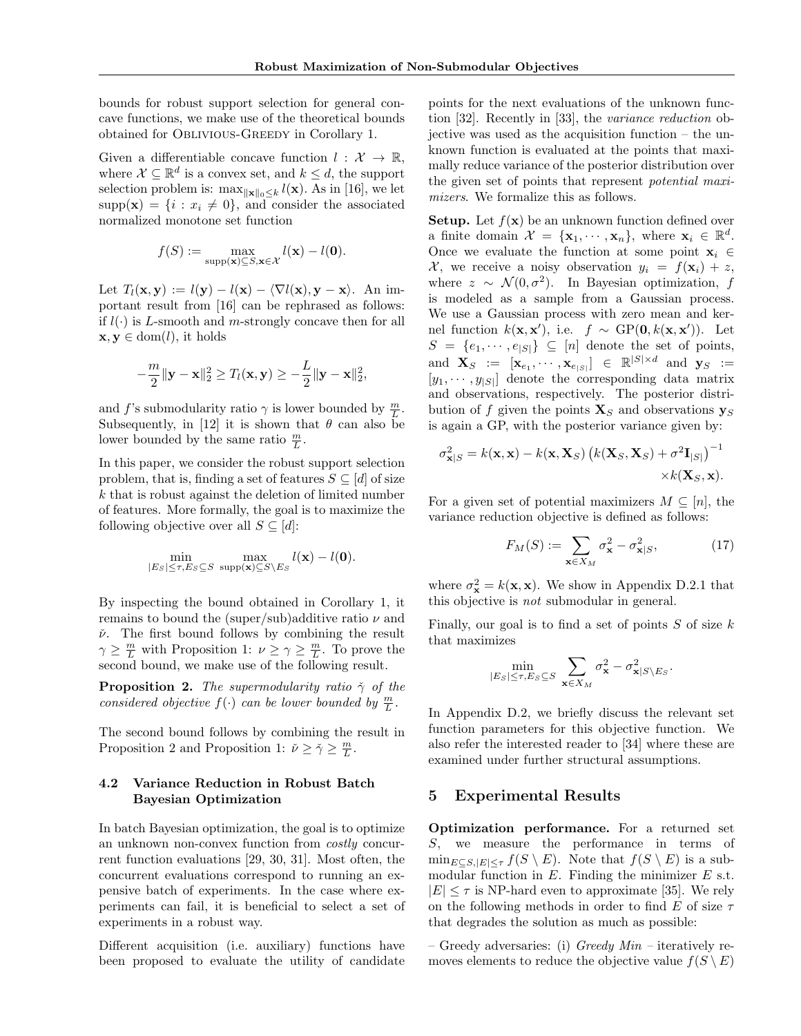bounds for robust support selection for general concave functions, we make use of the theoretical bounds obtained for Oblivious-Greedy in Corollary 1.

Given a differentiable concave function $l : \mathcal{X} \to \mathbb{R}$, where $\mathcal{X} \subseteq \mathbb{R}^d$ is a convex set, and $k \leq d$, the support selection problem is: $\max_{\|\mathbf{x}\|_0 \leq k} l(\mathbf{x})$. As in [16], we let $\text{supp}(\mathbf{x}) = \{i : x_i \neq 0\}$, and consider the associated normalized monotone set function

$$f(S) := \max_{\text{supp}(\mathbf{x}) \subseteq S, \mathbf{x} \in \mathcal{X}} l(\mathbf{x}) - l(\mathbf{0}).$$

Let $T_l(\mathbf{x}, \mathbf{y}) := l(\mathbf{y}) - l(\mathbf{x}) - \langle \nabla l(\mathbf{x}), \mathbf{y} - \mathbf{x} \rangle$. An important result from [16] can be rephrased as follows: if $l(\cdot)$ is $L$-smooth and $m$-strongly concave then for all $\mathbf{x}, \mathbf{y} \in \text{dom}(l)$, it holds

$$-\frac{m}{2}\|\mathbf{y} - \mathbf{x}\|_2^2 \geq T_l(\mathbf{x}, \mathbf{y}) \geq -\frac{L}{2}\|\mathbf{y} - \mathbf{x}\|_2^2,$$

and $f$'s submodularity ratio $\gamma$ is lower bounded by $\frac{m}{L}$. Subsequently, in [12] it is shown that $\theta$ can also be lower bounded by the same ratio $\frac{m}{L}$.

In this paper, we consider the robust support selection problem, that is, finding a set of features $S \subseteq [d]$ of size $k$ that is robust against the deletion of limited number of features. More formally, the goal is to maximize the following objective over all $S \subseteq [d]$:

$$\min_{|E_S| \leq \tau, E_S \subseteq S} \max_{\text{supp}(\mathbf{x}) \subseteq S \setminus E_S} l(\mathbf{x}) - l(\mathbf{0}).$$

By inspecting the bound obtained in Corollary 1, it remains to bound the (super/sub)additive ratio $\nu$ and $\check{\nu}$. The first bound follows by combining the result $\gamma \geq \frac{m}{L}$ with Proposition 1: $\nu \geq \gamma \geq \frac{m}{L}$. To prove the second bound, we make use of the following result.

**Proposition 2.** *The supermodularity ratio $\check{\gamma}$ of the considered objective $f(\cdot)$ can be lower bounded by $\frac{m}{L}$.*

The second bound follows by combining the result in Proposition 2 and Proposition 1: $\check{\nu} \geq \check{\gamma} \geq \frac{m}{L}$.

### 4.2 Variance Reduction in Robust Batch Bayesian Optimization

In batch Bayesian optimization, the goal is to optimize an unknown non-convex function from *costly* concurrent function evaluations [29, 30, 31]. Most often, the concurrent evaluations correspond to running an expensive batch of experiments. In the case where experiments can fail, it is beneficial to select a set of experiments in a robust way.

Different acquisition (i.e. auxiliary) functions have been proposed to evaluate the utility of candidate points for the next evaluations of the unknown function [32]. Recently in [33], the *variance reduction* objective was used as the acquisition function – the unknown function is evaluated at the points that maximally reduce variance of the posterior distribution over the given set of points that represent *potential maximizers*. We formalize this as follows.

**Setup.** Let $f(\mathbf{x})$ be an unknown function defined over a finite domain $\mathcal{X} = \{\mathbf{x}_1, \cdots, \mathbf{x}_n\}$, where $\mathbf{x}_i \in \mathbb{R}^d$. Once we evaluate the function at some point $\mathbf{x}_i \in \mathcal{X}$, we receive a noisy observation $y_i = f(\mathbf{x}_i) + z$, where $z \sim \mathcal{N}(0, \sigma^2)$. In Bayesian optimization, $f$ is modeled as a sample from a Gaussian process. We use a Gaussian process with zero mean and kernel function $k(\mathbf{x}, \mathbf{x}')$, i.e. $f \sim \text{GP}(\mathbf{0}, k(\mathbf{x}, \mathbf{x}'))$. Let $S = \{e_1, \cdots, e_{|S|}\} \subseteq [n]$ denote the set of points, and $\mathbf{X}_S := [\mathbf{x}_{e_1}, \cdots, \mathbf{x}_{e_{|S|}}] \in \mathbb{R}^{|S| \times d}$ and $\mathbf{y}_S := [y_1, \cdots, y_{|S|}]$ denote the corresponding data matrix and observations, respectively. The posterior distribution of $f$ given the points $\mathbf{X}_S$ and observations $\mathbf{y}_S$ is again a GP, with the posterior variance given by:

$$\sigma^2_{\mathbf{x}|S} = k(\mathbf{x}, \mathbf{x}) - k(\mathbf{x}, \mathbf{X}_S)\left(k(\mathbf{X}_S, \mathbf{X}_S) + \sigma^2 \mathbf{I}_{|S|}\right)^{-1} \times k(\mathbf{X}_S, \mathbf{x}).$$

For a given set of potential maximizers $M \subseteq [n]$, the variance reduction objective is defined as follows:

$$F_M(S) := \sum_{\mathbf{x} \in X_M} \sigma^2_{\mathbf{x}} - \sigma^2_{\mathbf{x}|S}, \tag{17}$$

where $\sigma^2_{\mathbf{x}} = k(\mathbf{x}, \mathbf{x})$. We show in Appendix D.2.1 that this objective is *not* submodular in general.

Finally, our goal is to find a set of points $S$ of size $k$ that maximizes

$$\min_{|E_S| \leq \tau, E_S \subseteq S} \sum_{\mathbf{x} \in X_M} \sigma^2_{\mathbf{x}} - \sigma^2_{\mathbf{x}|S \setminus E_S}.$$

In Appendix D.2, we briefly discuss the relevant set function parameters for this objective function. We also refer the interested reader to [34] where these are examined under further structural assumptions.

## 5 Experimental Results

**Optimization performance.** For a returned set $S$, we measure the performance in terms of $\min_{E \subseteq S, |E| \leq \tau} f(S \setminus E)$. Note that $f(S \setminus E)$ is a submodular function in $E$. Finding the minimizer $E$ s.t. $|E| \leq \tau$ is NP-hard even to approximate [35]. We rely on the following methods in order to find $E$ of size $\tau$ that degrades the solution as much as possible:

– Greedy adversaries: (i) *Greedy Min* – iteratively removes elements to reduce the objective value $f(S \setminus E)$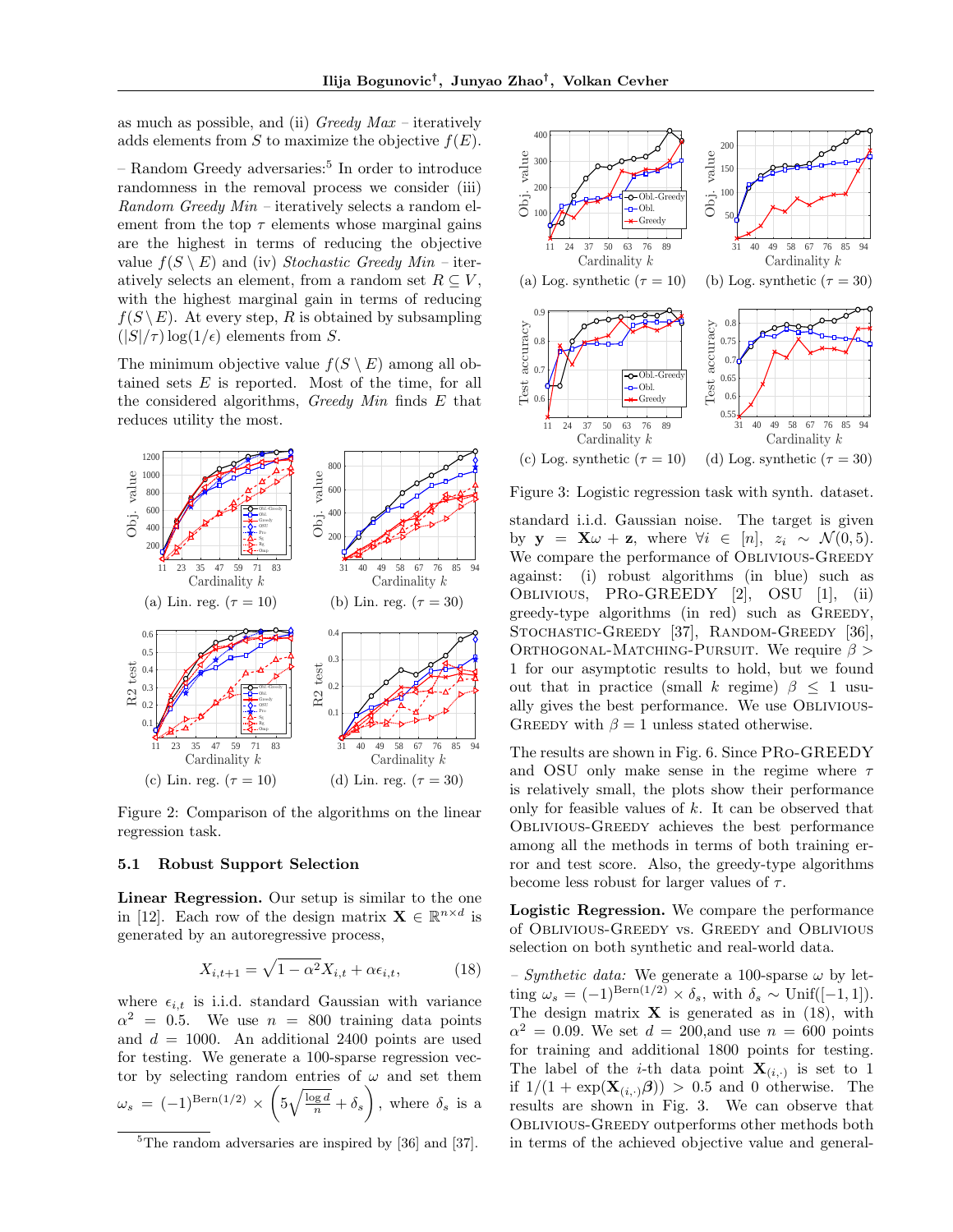as much as possible, and (ii) *Greedy Max* – iteratively adds elements from $S$ to maximize the objective $f(E)$.

– Random Greedy adversaries:[5] In order to introduce randomness in the removal process we consider (iii) *Random Greedy Min* – iteratively selects a random element from the top $\tau$ elements whose marginal gains are the highest in terms of reducing the objective value $f(S \setminus E)$ and (iv) *Stochastic Greedy Min* – iteratively selects an element, from a random set $R \subseteq V$, with the highest marginal gain in terms of reducing $f(S \setminus E)$. At every step, $R$ is obtained by subsampling $(|S|/\tau)\log(1/\epsilon)$ elements from $S$.

The minimum objective value $f(S \setminus E)$ among all obtained sets $E$ is reported. Most of the time, for all the considered algorithms, *Greedy Min* finds $E$ that reduces utility the most.

(a) Lin. reg. ($\tau = 10$)

(b) Lin. reg. ($\tau = 30$)

(c) Lin. reg. ($\tau = 10$)

(d) Lin. reg. ($\tau = 30$)

Figure 2: Comparison of the algorithms on the linear regression task.

### 5.1 Robust Support Selection

**Linear Regression.** Our setup is similar to the one in [12]. Each row of the design matrix $\mathbf{X} \in \mathbb{R}^{n \times d}$ is generated by an autoregressive process,

$$X_{i,t+1} = \sqrt{1-\alpha^2} X_{i,t} + \alpha \epsilon_{i,t}, \tag{18}$$

where $\epsilon_{i,t}$ is i.i.d. standard Gaussian with variance $\alpha^2 = 0.5$. We use $n = 800$ training data points and $d = 1000$. An additional 2400 points are used for testing. We generate a 100-sparse regression vector by selecting random entries of $\omega$ and set them $\omega_s = (-1)^{\text{Bern}(1/2)} \times \left(5\sqrt{\frac{\log d}{n}} + \delta_s\right)$, where $\delta_s$ is a standard i.i.d. Gaussian noise. The target is given by $\mathbf{y} = \mathbf{X}\omega + \mathbf{z}$, where $\forall i \in [n]$, $z_i \sim \mathcal{N}(0, 5)$. We compare the performance of Oblivious-Greedy against: (i) robust algorithms (in blue) such as Oblivious, PRo-GREEDY [2], OSU [1], (ii) greedy-type algorithms (in red) such as Greedy, Stochastic-Greedy [37], Random-Greedy [36], Orthogonal-Matching-Pursuit. We require $\beta > 1$ for our asymptotic results to hold, but we found out that in practice (small $k$ regime) $\beta \leq 1$ usually gives the best performance. We use Oblivious-Greedy with $\beta = 1$ unless stated otherwise.

(a) Log. synthetic ($\tau = 10$)

(b) Log. synthetic ($\tau = 30$)

(c) Log. synthetic ($\tau = 10$)

(d) Log. synthetic ($\tau = 30$)

Figure 3: Logistic regression task with synth. dataset.

The results are shown in Fig. 6. Since PRo-GREEDY and OSU only make sense in the regime where $\tau$ is relatively small, the plots show their performance only for feasible values of $k$. It can be observed that Oblivious-Greedy achieves the best performance among all the methods in terms of both training error and test score. Also, the greedy-type algorithms become less robust for larger values of $\tau$.

**Logistic Regression.** We compare the performance of Oblivious-Greedy vs. Greedy and Oblivious selection on both synthetic and real-world data.

– *Synthetic data:* We generate a 100-sparse $\omega$ by letting $\omega_s = (-1)^{\text{Bern}(1/2)} \times \delta_s$, with $\delta_s \sim \text{Unif}([-1, 1])$. The design matrix $\mathbf{X}$ is generated as in (18), with $\alpha^2 = 0.09$. We set $d = 200$,and use $n = 600$ points for training and additional 1800 points for testing. The label of the $i$-th data point $\mathbf{X}_{(i,\cdot)}$ is set to 1 if $1/(1 + \exp(\mathbf{X}_{(i,\cdot)}\boldsymbol{\beta})) > 0.5$ and 0 otherwise. The results are shown in Fig. 3. We can observe that Oblivious-Greedy outperforms other methods both in terms of the achieved objective value and general-

[5] The random adversaries are inspired by [36] and [37].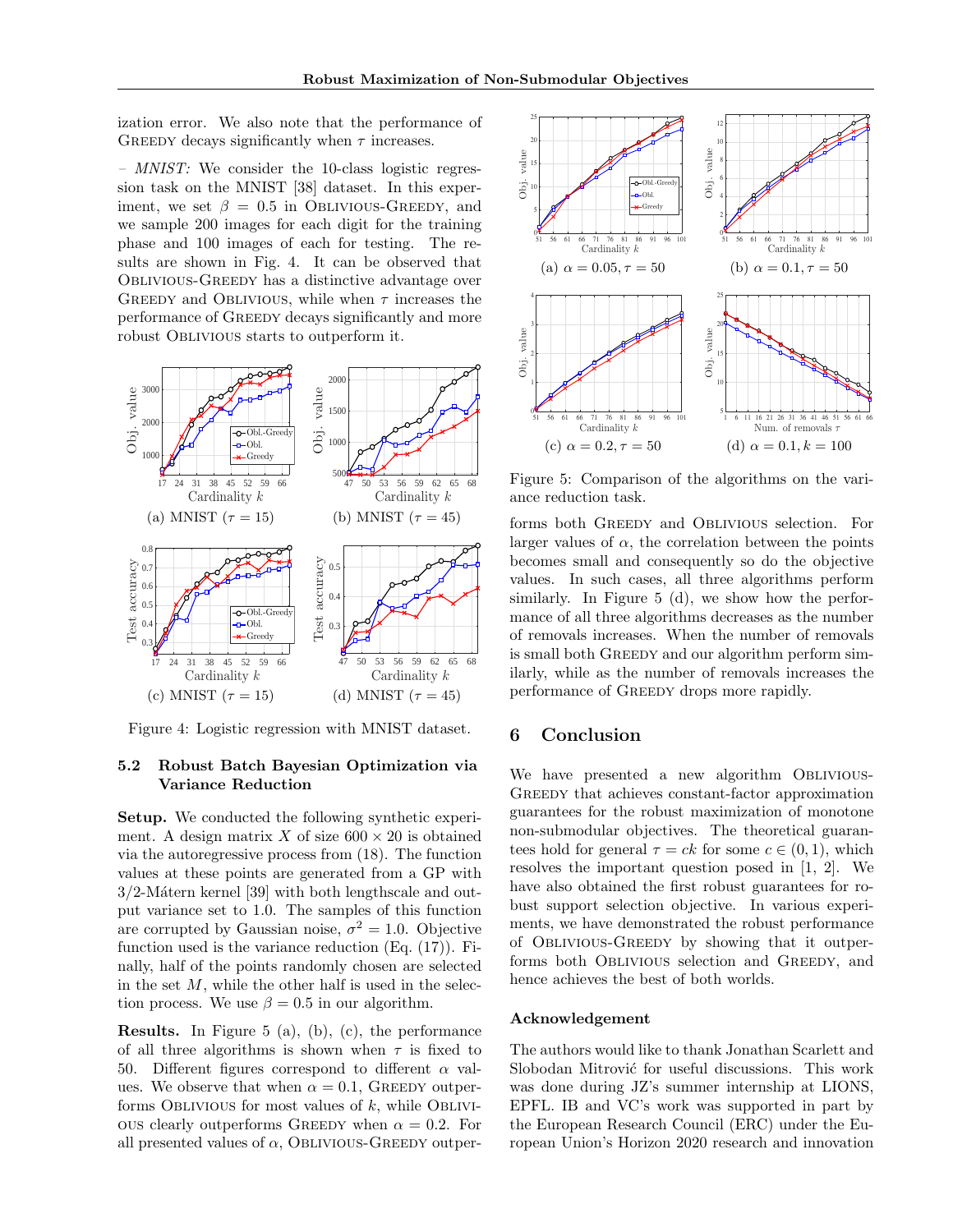ization error. We also note that the performance of GREEDY decays significantly when $\tau$ increases.

– *MNIST:* We consider the 10-class logistic regression task on the MNIST [38] dataset. In this experiment, we set $\beta = 0.5$ in OBLIVIOUS-GREEDY, and we sample 200 images for each digit for the training phase and 100 images of each for testing. The results are shown in Fig. 4. It can be observed that OBLIVIOUS-GREEDY has a distinctive advantage over GREEDY and OBLIVIOUS, while when $\tau$ increases the performance of GREEDY decays significantly and more robust OBLIVIOUS starts to outperform it.

(a) MNIST ($\tau = 15$) (b) MNIST ($\tau = 45$)

(c) MNIST ($\tau = 15$) (d) MNIST ($\tau = 45$)

Figure 4: Logistic regression with MNIST dataset.

### 5.2 Robust Batch Bayesian Optimization via Variance Reduction

**Setup.** We conducted the following synthetic experiment. A design matrix $X$ of size $600 \times 20$ is obtained via the autoregressive process from (18). The function values at these points are generated from a GP with 3/2-Mátern kernel [39] with both lengthscale and output variance set to 1.0. The samples of this function are corrupted by Gaussian noise, $\sigma^2 = 1.0$. Objective function used is the variance reduction (Eq. (17)). Finally, half of the points randomly chosen are selected in the set $M$, while the other half is used in the selection process. We use $\beta = 0.5$ in our algorithm.

**Results.** In Figure 5 (a), (b), (c), the performance of all three algorithms is shown when $\tau$ is fixed to 50. Different figures correspond to different $\alpha$ values. We observe that when $\alpha = 0.1$, GREEDY outperforms OBLIVIOUS for most values of $k$, while OBLIVIOUS clearly outperforms GREEDY when $\alpha = 0.2$. For all presented values of $\alpha$, OBLIVIOUS-GREEDY outperforms both GREEDY and OBLIVIOUS selection. For larger values of $\alpha$, the correlation between the points becomes small and consequently so do the objective values. In such cases, all three algorithms perform similarly. In Figure 5 (d), we show how the performance of all three algorithms decreases as the number of removals increases. When the number of removals is small both GREEDY and our algorithm perform similarly, while as the number of removals increases the performance of GREEDY drops more rapidly.

(a) $\alpha = 0.05, \tau = 50$ (b) $\alpha = 0.1, \tau = 50$

(c) $\alpha = 0.2, \tau = 50$ (d) $\alpha = 0.1, k = 100$

Figure 5: Comparison of the algorithms on the variance reduction task.

## 6 Conclusion

We have presented a new algorithm OBLIVIOUS-GREEDY that achieves constant-factor approximation guarantees for the robust maximization of monotone non-submodular objectives. The theoretical guarantees hold for general $\tau = ck$ for some $c \in (0, 1)$, which resolves the important question posed in [1, 2]. We have also obtained the first robust guarantees for robust support selection objective. In various experiments, we have demonstrated the robust performance of OBLIVIOUS-GREEDY by showing that it outperforms both OBLIVIOUS selection and GREEDY, and hence achieves the best of both worlds.

**Acknowledgement**

The authors would like to thank Jonathan Scarlett and Slobodan Mitrović for useful discussions. This work was done during JZ's summer internship at LIONS, EPFL. IB and VC's work was supported in part by the European Research Council (ERC) under the European Union's Horizon 2020 research and innovation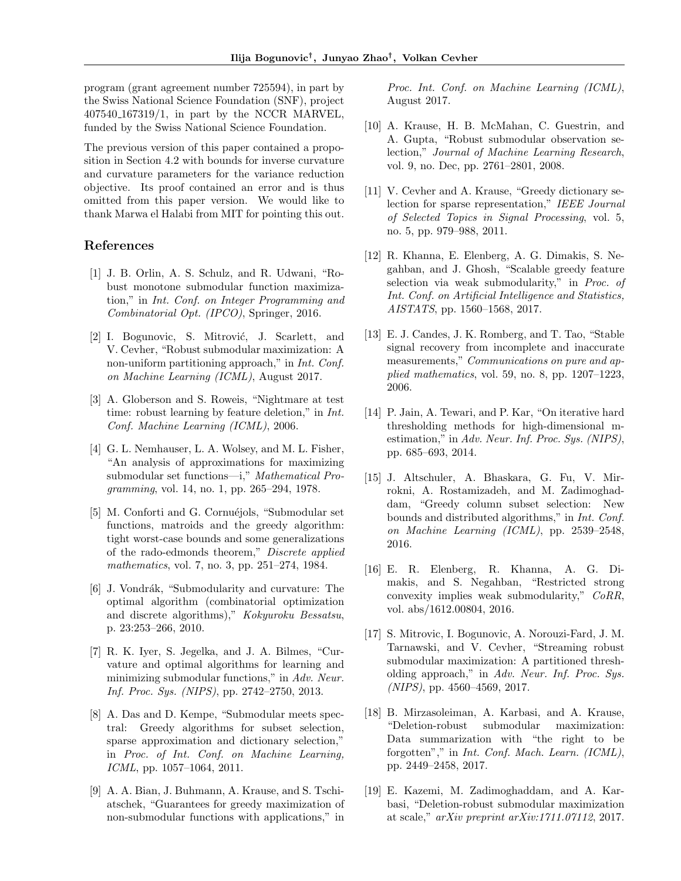program (grant agreement number 725594), in part by the Swiss National Science Foundation (SNF), project 407540_167319/1, in part by the NCCR MARVEL, funded by the Swiss National Science Foundation.

The previous version of this paper contained a proposition in Section 4.2 with bounds for inverse curvature and curvature parameters for the variance reduction objective. Its proof contained an error and is thus omitted from this paper version. We would like to thank Marwa el Halabi from MIT for pointing this out.

## References

[1] J. B. Orlin, A. S. Schulz, and R. Udwani, "Robust monotone submodular function maximization," in *Int. Conf. on Integer Programming and Combinatorial Opt. (IPCO)*, Springer, 2016.

[2] I. Bogunovic, S. Mitrović, J. Scarlett, and V. Cevher, "Robust submodular maximization: A non-uniform partitioning approach," in *Int. Conf. on Machine Learning (ICML)*, August 2017.

[3] A. Globerson and S. Roweis, "Nightmare at test time: robust learning by feature deletion," in *Int. Conf. Machine Learning (ICML)*, 2006.

[4] G. L. Nemhauser, L. A. Wolsey, and M. L. Fisher, "An analysis of approximations for maximizing submodular set functions—i," *Mathematical Programming*, vol. 14, no. 1, pp. 265–294, 1978.

[5] M. Conforti and G. Cornuéjols, "Submodular set functions, matroids and the greedy algorithm: tight worst-case bounds and some generalizations of the rado-edmonds theorem," *Discrete applied mathematics*, vol. 7, no. 3, pp. 251–274, 1984.

[6] J. Vondrák, "Submodularity and curvature: The optimal algorithm (combinatorial optimization and discrete algorithms)," *Kokyuroku Bessatsu*, p. 23:253–266, 2010.

[7] R. K. Iyer, S. Jegelka, and J. A. Bilmes, "Curvature and optimal algorithms for learning and minimizing submodular functions," in *Adv. Neur. Inf. Proc. Sys. (NIPS)*, pp. 2742–2750, 2013.

[8] A. Das and D. Kempe, "Submodular meets spectral: Greedy algorithms for subset selection, sparse approximation and dictionary selection," in *Proc. of Int. Conf. on Machine Learning, ICML*, pp. 1057–1064, 2011.

[9] A. A. Bian, J. Buhmann, A. Krause, and S. Tschiatschek, "Guarantees for greedy maximization of non-submodular functions with applications," in *Proc. Int. Conf. on Machine Learning (ICML)*, August 2017.

[10] A. Krause, H. B. McMahan, C. Guestrin, and A. Gupta, "Robust submodular observation selection," *Journal of Machine Learning Research*, vol. 9, no. Dec, pp. 2761–2801, 2008.

[11] V. Cevher and A. Krause, "Greedy dictionary selection for sparse representation," *IEEE Journal of Selected Topics in Signal Processing*, vol. 5, no. 5, pp. 979–988, 2011.

[12] R. Khanna, E. Elenberg, A. G. Dimakis, S. Negahban, and J. Ghosh, "Scalable greedy feature selection via weak submodularity," in *Proc. of Int. Conf. on Artificial Intelligence and Statistics, AISTATS*, pp. 1560–1568, 2017.

[13] E. J. Candes, J. K. Romberg, and T. Tao, "Stable signal recovery from incomplete and inaccurate measurements," *Communications on pure and applied mathematics*, vol. 59, no. 8, pp. 1207–1223, 2006.

[14] P. Jain, A. Tewari, and P. Kar, "On iterative hard thresholding methods for high-dimensional m-estimation," in *Adv. Neur. Inf. Proc. Sys. (NIPS)*, pp. 685–693, 2014.

[15] J. Altschuler, A. Bhaskara, G. Fu, V. Mirrokni, A. Rostamizadeh, and M. Zadimoghaddam, "Greedy column subset selection: New bounds and distributed algorithms," in *Int. Conf. on Machine Learning (ICML)*, pp. 2539–2548, 2016.

[16] E. R. Elenberg, R. Khanna, A. G. Dimakis, and S. Negahban, "Restricted strong convexity implies weak submodularity," *CoRR*, vol. abs/1612.00804, 2016.

[17] S. Mitrovic, I. Bogunovic, A. Norouzi-Fard, J. M. Tarnawski, and V. Cevher, "Streaming robust submodular maximization: A partitioned thresholding approach," in *Adv. Neur. Inf. Proc. Sys. (NIPS)*, pp. 4560–4569, 2017.

[18] B. Mirzasoleiman, A. Karbasi, and A. Krause, "Deletion-robust submodular maximization: Data summarization with "the right to be forgotten"," in *Int. Conf. Mach. Learn. (ICML)*, pp. 2449–2458, 2017.

[19] E. Kazemi, M. Zadimoghaddam, and A. Karbasi, "Deletion-robust submodular maximization at scale," *arXiv preprint arXiv:1711.07112*, 2017.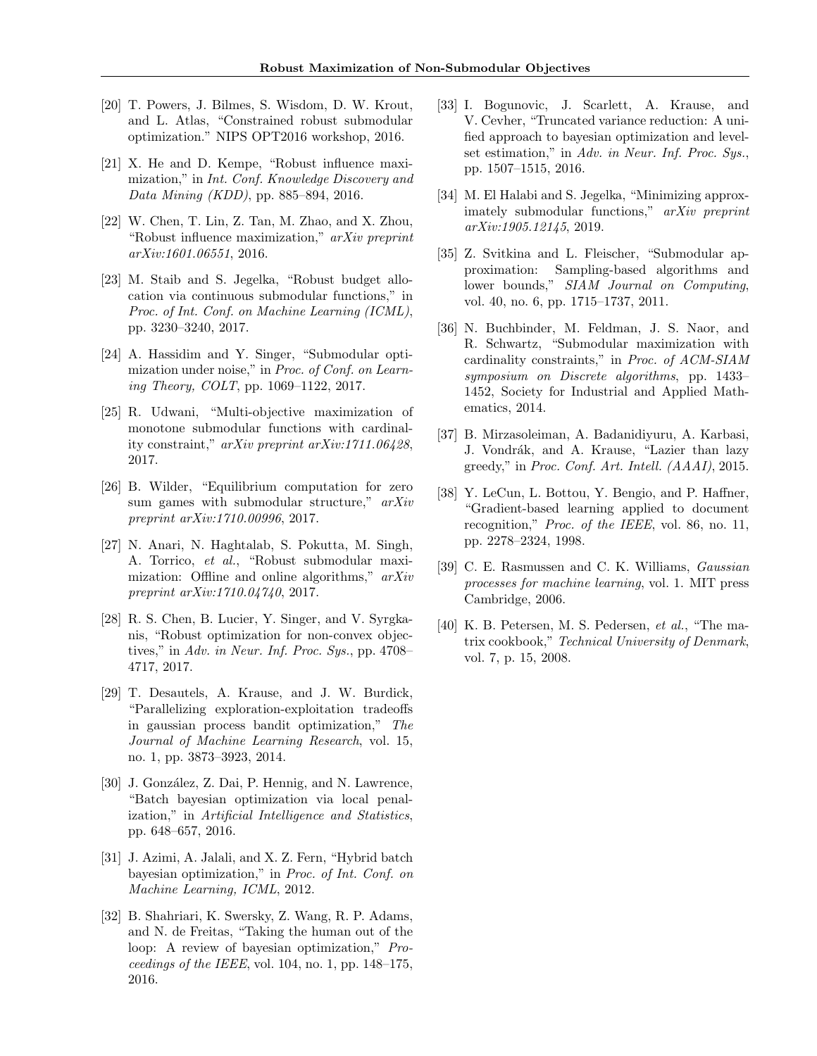[20] T. Powers, J. Bilmes, S. Wisdom, D. W. Krout, and L. Atlas, "Constrained robust submodular optimization." NIPS OPT2016 workshop, 2016.

[21] X. He and D. Kempe, "Robust influence maximization," in *Int. Conf. Knowledge Discovery and Data Mining (KDD)*, pp. 885–894, 2016.

[22] W. Chen, T. Lin, Z. Tan, M. Zhao, and X. Zhou, "Robust influence maximization," *arXiv preprint arXiv:1601.06551*, 2016.

[23] M. Staib and S. Jegelka, "Robust budget allocation via continuous submodular functions," in *Proc. of Int. Conf. on Machine Learning (ICML)*, pp. 3230–3240, 2017.

[24] A. Hassidim and Y. Singer, "Submodular optimization under noise," in *Proc. of Conf. on Learning Theory, COLT*, pp. 1069–1122, 2017.

[25] R. Udwani, "Multi-objective maximization of monotone submodular functions with cardinality constraint," *arXiv preprint arXiv:1711.06428*, 2017.

[26] B. Wilder, "Equilibrium computation for zero sum games with submodular structure," *arXiv preprint arXiv:1710.00996*, 2017.

[27] N. Anari, N. Haghtalab, S. Pokutta, M. Singh, A. Torrico, *et al.*, "Robust submodular maximization: Offline and online algorithms," *arXiv preprint arXiv:1710.04740*, 2017.

[28] R. S. Chen, B. Lucier, Y. Singer, and V. Syrgkanis, "Robust optimization for non-convex objectives," in *Adv. in Neur. Inf. Proc. Sys.*, pp. 4708–4717, 2017.

[29] T. Desautels, A. Krause, and J. W. Burdick, "Parallelizing exploration-exploitation tradeoffs in gaussian process bandit optimization," *The Journal of Machine Learning Research*, vol. 15, no. 1, pp. 3873–3923, 2014.

[30] J. González, Z. Dai, P. Hennig, and N. Lawrence, "Batch bayesian optimization via local penalization," in *Artificial Intelligence and Statistics*, pp. 648–657, 2016.

[31] J. Azimi, A. Jalali, and X. Z. Fern, "Hybrid batch bayesian optimization," in *Proc. of Int. Conf. on Machine Learning, ICML*, 2012.

[32] B. Shahriari, K. Swersky, Z. Wang, R. P. Adams, and N. de Freitas, "Taking the human out of the loop: A review of bayesian optimization," *Proceedings of the IEEE*, vol. 104, no. 1, pp. 148–175, 2016.

[33] I. Bogunovic, J. Scarlett, A. Krause, and V. Cevher, "Truncated variance reduction: A unified approach to bayesian optimization and level-set estimation," in *Adv. in Neur. Inf. Proc. Sys.*, pp. 1507–1515, 2016.

[34] M. El Halabi and S. Jegelka, "Minimizing approximately submodular functions," *arXiv preprint arXiv:1905.12145*, 2019.

[35] Z. Svitkina and L. Fleischer, "Submodular approximation: Sampling-based algorithms and lower bounds," *SIAM Journal on Computing*, vol. 40, no. 6, pp. 1715–1737, 2011.

[36] N. Buchbinder, M. Feldman, J. S. Naor, and R. Schwartz, "Submodular maximization with cardinality constraints," in *Proc. of ACM-SIAM symposium on Discrete algorithms*, pp. 1433–1452, Society for Industrial and Applied Mathematics, 2014.

[37] B. Mirzasoleiman, A. Badanidiyuru, A. Karbasi, J. Vondrák, and A. Krause, "Lazier than lazy greedy," in *Proc. Conf. Art. Intell. (AAAI)*, 2015.

[38] Y. LeCun, L. Bottou, Y. Bengio, and P. Haffner, "Gradient-based learning applied to document recognition," *Proc. of the IEEE*, vol. 86, no. 11, pp. 2278–2324, 1998.

[39] C. E. Rasmussen and C. K. Williams, *Gaussian processes for machine learning*, vol. 1. MIT press Cambridge, 2006.

[40] K. B. Petersen, M. S. Pedersen, *et al.*, "The matrix cookbook," *Technical University of Denmark*, vol. 7, p. 15, 2008.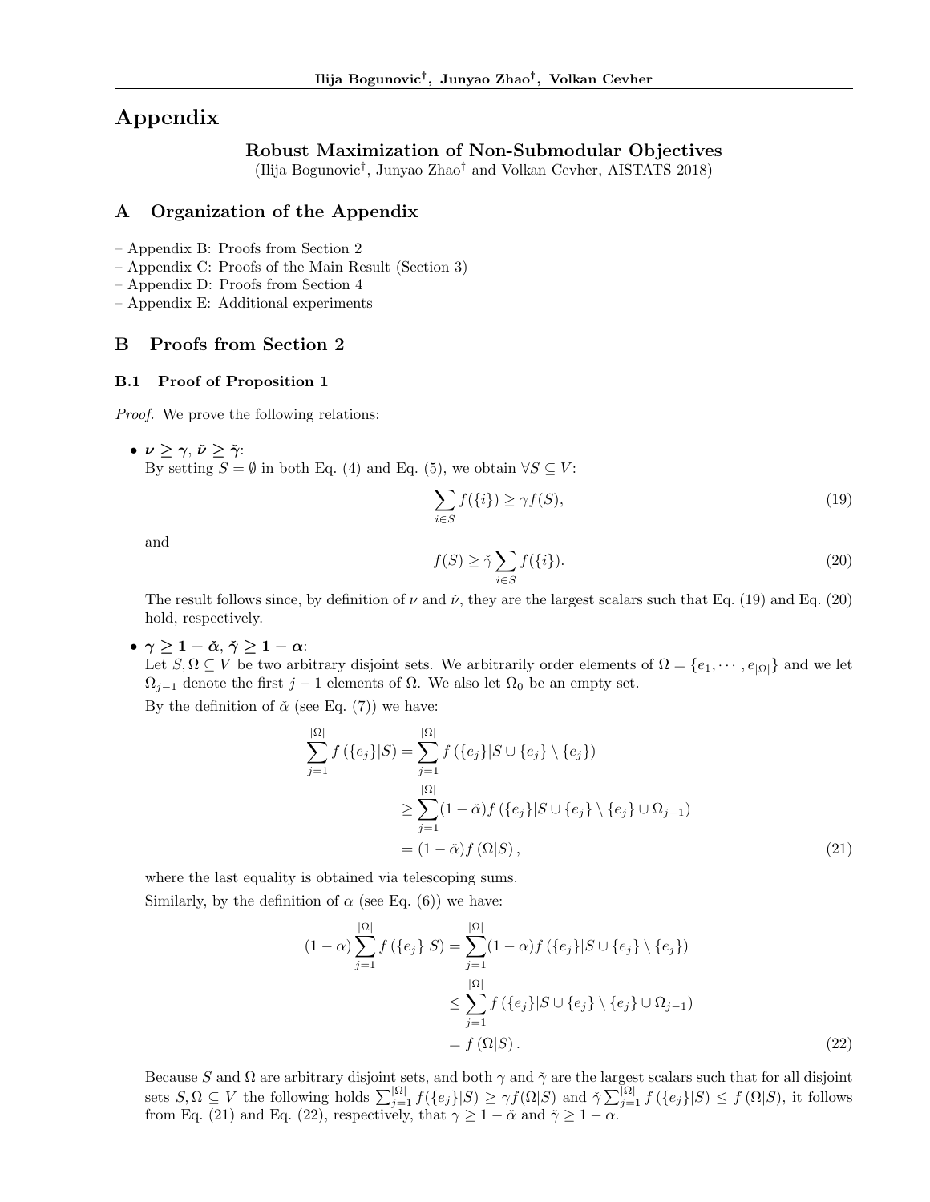# Appendix

## Robust Maximization of Non-Submodular Objectives

(Ilija Bogunovic[†], Junyao Zhao[†] and Volkan Cevher, AISTATS 2018)

## A Organization of the Appendix

- Appendix B: Proofs from Section 2
- Appendix C: Proofs of the Main Result (Section 3)
- Appendix D: Proofs from Section 4
- Appendix E: Additional experiments

## B Proofs from Section 2

### B.1 Proof of Proposition 1

*Proof.* We prove the following relations:

- $\boldsymbol{\nu \geq \gamma}$, $\boldsymbol{\check{\nu} \geq \check{\gamma}}$:
  By setting $S = \emptyset$ in both Eq. (4) and Eq. (5), we obtain $\forall S \subseteq V$:

$$\sum_{i \in S} f(\{i\}) \geq \gamma f(S), \tag{19}$$

  and

$$f(S) \geq \check{\gamma} \sum_{i \in S} f(\{i\}). \tag{20}$$

  The result follows since, by definition of $\nu$ and $\check{\nu}$, they are the largest scalars such that Eq. (19) and Eq. (20) hold, respectively.

- $\boldsymbol{\gamma \geq 1 - \check{\alpha}}$, $\boldsymbol{\check{\gamma} \geq 1 - \alpha}$:
  Let $S, \Omega \subseteq V$ be two arbitrary disjoint sets. We arbitrarily order elements of $\Omega = \{e_1, \cdots, e_{|\Omega|}\}$ and we let $\Omega_{j-1}$ denote the first $j-1$ elements of $\Omega$. We also let $\Omega_0$ be an empty set.
  By the definition of $\check{\alpha}$ (see Eq. (7)) we have:

$$\begin{aligned}
\sum_{j=1}^{|\Omega|} f\left(\{e_j\}|S\right) &= \sum_{j=1}^{|\Omega|} f\left(\{e_j\}|S \cup \{e_j\} \setminus \{e_j\}\right) \\
&\geq \sum_{j=1}^{|\Omega|} (1 - \check{\alpha}) f\left(\{e_j\}|S \cup \{e_j\} \setminus \{e_j\} \cup \Omega_{j-1}\right) \\
&= (1 - \check{\alpha}) f\left(\Omega|S\right),
\end{aligned} \tag{21}$$

  where the last equality is obtained via telescoping sums.
  Similarly, by the definition of $\alpha$ (see Eq. (6)) we have:

$$\begin{aligned}
(1 - \alpha) \sum_{j=1}^{|\Omega|} f\left(\{e_j\}|S\right) &= \sum_{j=1}^{|\Omega|} (1 - \alpha) f\left(\{e_j\}|S \cup \{e_j\} \setminus \{e_j\}\right) \\
&\leq \sum_{j=1}^{|\Omega|} f\left(\{e_j\}|S \cup \{e_j\} \setminus \{e_j\} \cup \Omega_{j-1}\right) \\
&= f\left(\Omega|S\right).
\end{aligned} \tag{22}$$

  Because $S$ and $\Omega$ are arbitrary disjoint sets, and both $\gamma$ and $\check{\gamma}$ are the largest scalars such that for all disjoint sets $S, \Omega \subseteq V$ the following holds $\sum_{j=1}^{|\Omega|} f(\{e_j\}|S) \geq \gamma f(\Omega|S)$ and $\check{\gamma} \sum_{j=1}^{|\Omega|} f\left(\{e_j\}|S\right) \leq f\left(\Omega|S\right)$, it follows from Eq. (21) and Eq. (22), respectively, that $\gamma \geq 1 - \check{\alpha}$ and $\check{\gamma} \geq 1 - \alpha$.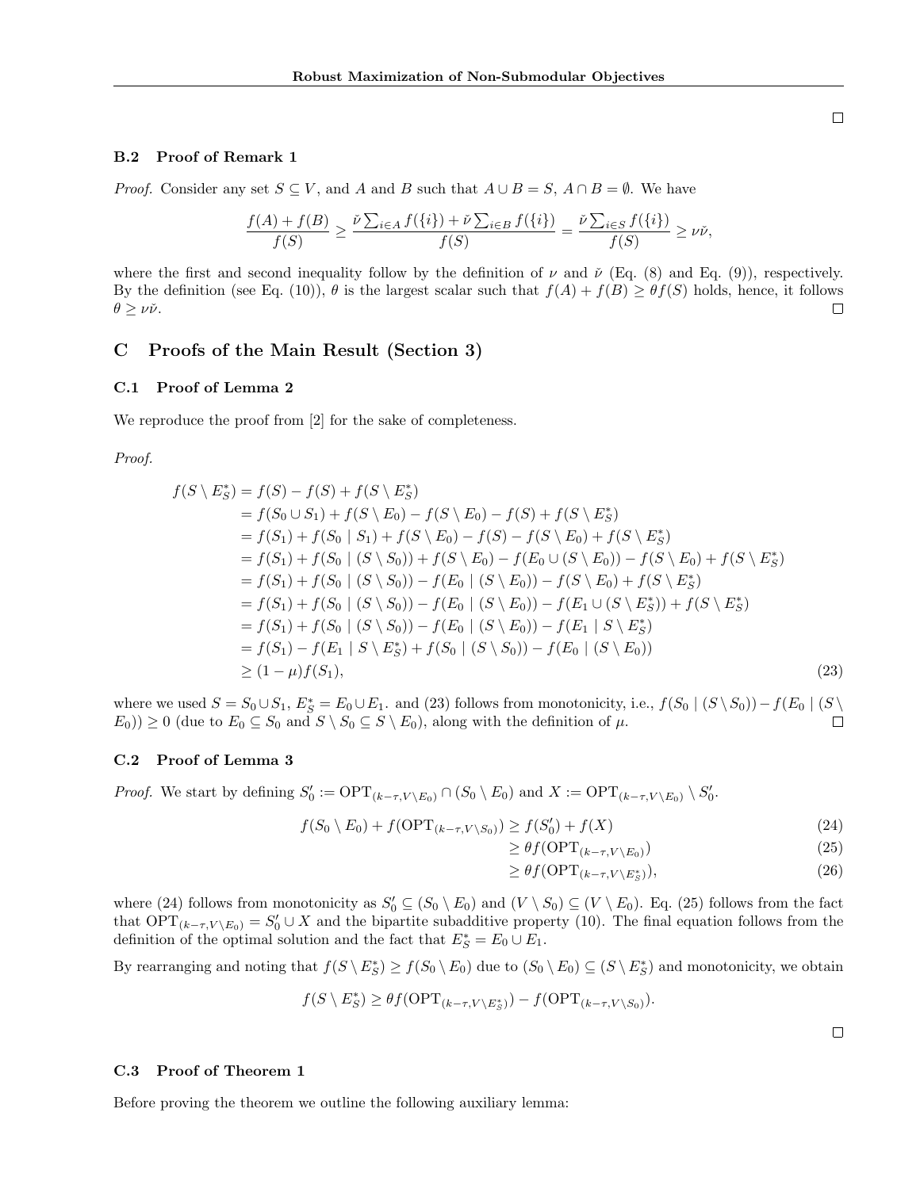### B.2 Proof of Remark 1

*Proof.* Consider any set $S \subseteq V$, and $A$ and $B$ such that $A \cup B = S$, $A \cap B = \emptyset$. We have

$$\frac{f(A) + f(B)}{f(S)} \geq \frac{\check{\nu} \sum_{i \in A} f(\{i\}) + \check{\nu} \sum_{i \in B} f(\{i\})}{f(S)} = \frac{\check{\nu} \sum_{i \in S} f(\{i\})}{f(S)} \geq \nu \check{\nu},$$

where the first and second inequality follow by the definition of $\nu$ and $\check{\nu}$ (Eq. (8) and Eq. (9)), respectively. By the definition (see Eq. (10)), $\theta$ is the largest scalar such that $f(A) + f(B) \geq \theta f(S)$ holds, hence, it follows $\theta \geq \nu \check{\nu}$. □

## C Proofs of the Main Result (Section 3)

### C.1 Proof of Lemma 2

We reproduce the proof from [2] for the sake of completeness.

*Proof.*

$$\begin{aligned}
f(S \setminus E_S^*) &= f(S) - f(S) + f(S \setminus E_S^*) \\
&= f(S_0 \cup S_1) + f(S \setminus E_0) - f(S \setminus E_0) - f(S) + f(S \setminus E_S^*) \\
&= f(S_1) + f(S_0 \mid S_1) + f(S \setminus E_0) - f(S) - f(S \setminus E_0) + f(S \setminus E_S^*) \\
&= f(S_1) + f(S_0 \mid (S \setminus S_0)) + f(S \setminus E_0) - f(E_0 \cup (S \setminus E_0)) - f(S \setminus E_0) + f(S \setminus E_S^*) \\
&= f(S_1) + f(S_0 \mid (S \setminus S_0)) - f(E_0 \mid (S \setminus E_0)) - f(S \setminus E_0) + f(S \setminus E_S^*) \\
&= f(S_1) + f(S_0 \mid (S \setminus S_0)) - f(E_0 \mid (S \setminus E_0)) - f(E_1 \cup (S \setminus E_S^*)) + f(S \setminus E_S^*) \\
&= f(S_1) + f(S_0 \mid (S \setminus S_0)) - f(E_0 \mid (S \setminus E_0)) - f(E_1 \mid S \setminus E_S^*) \\
&= f(S_1) - f(E_1 \mid S \setminus E_S^*) + f(S_0 \mid (S \setminus S_0)) - f(E_0 \mid (S \setminus E_0)) \\
&\geq (1 - \mu) f(S_1),
\end{aligned} \tag{23}$$

where we used $S = S_0 \cup S_1$, $E_S^* = E_0 \cup E_1$. and (23) follows from monotonicity, i.e., $f(S_0 \mid (S \setminus S_0)) - f(E_0 \mid (S \setminus E_0)) \geq 0$ (due to $E_0 \subseteq S_0$ and $S \setminus S_0 \subseteq S \setminus E_0$), along with the definition of $\mu$. □

### C.2 Proof of Lemma 3

*Proof.* We start by defining $S_0' := \mathrm{OPT}_{(k-\tau, V \setminus E_0)} \cap (S_0 \setminus E_0)$ and $X := \mathrm{OPT}_{(k-\tau, V \setminus E_0)} \setminus S_0'$.

$$\begin{aligned}
f(S_0 \setminus E_0) + f(\mathrm{OPT}_{(k-\tau, V \setminus S_0)}) &\geq f(S_0') + f(X) &(24)\\
&\geq \theta f(\mathrm{OPT}_{(k-\tau, V \setminus E_0)}) &(25)\\
&\geq \theta f(\mathrm{OPT}_{(k-\tau, V \setminus E_S^*)}), &(26)
\end{aligned}$$

where (24) follows from monotonicity as $S_0' \subseteq (S_0 \setminus E_0)$ and $(V \setminus S_0) \subseteq (V \setminus E_0)$. Eq. (25) follows from the fact that $\mathrm{OPT}_{(k-\tau, V \setminus E_0)} = S_0' \cup X$ and the bipartite subadditive property (10). The final equation follows from the definition of the optimal solution and the fact that $E_S^* = E_0 \cup E_1$.

By rearranging and noting that $f(S \setminus E_S^*) \geq f(S_0 \setminus E_0)$ due to $(S_0 \setminus E_0) \subseteq (S \setminus E_S^*)$ and monotonicity, we obtain

$$f(S \setminus E_S^*) \geq \theta f(\mathrm{OPT}_{(k-\tau, V \setminus E_S^*)}) - f(\mathrm{OPT}_{(k-\tau, V \setminus S_0)}).$$

□

### C.3 Proof of Theorem 1

Before proving the theorem we outline the following auxiliary lemma: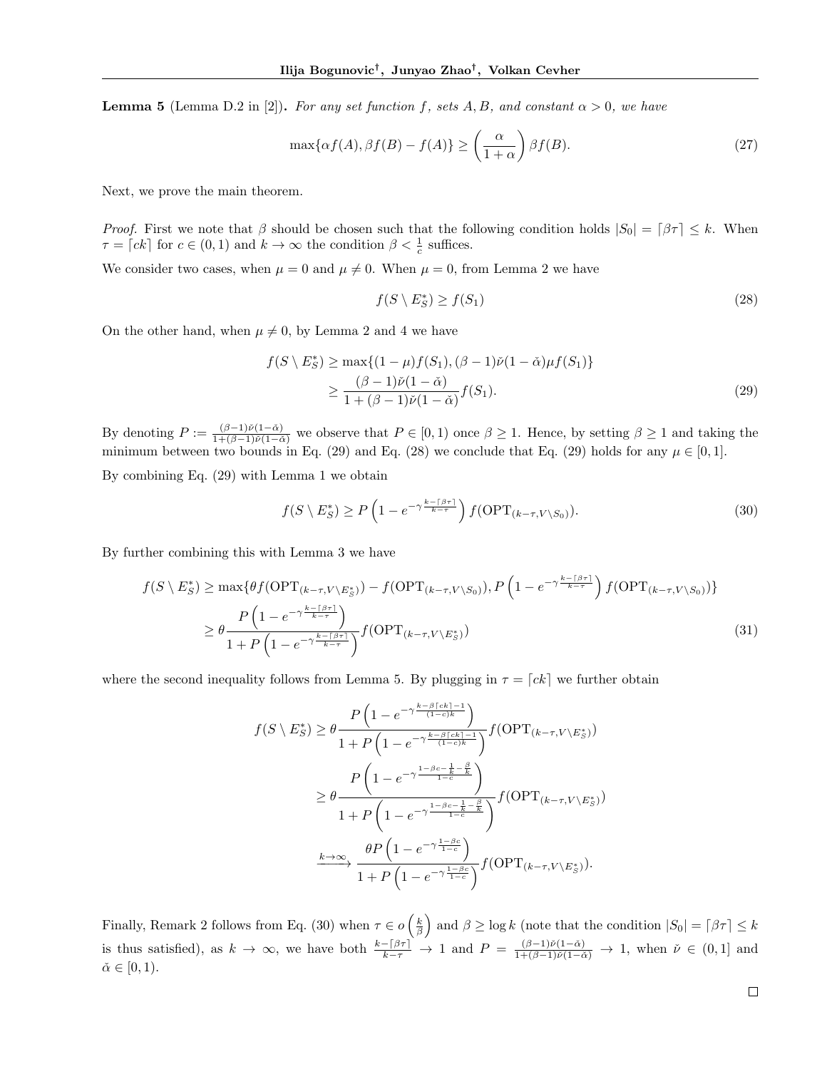**Lemma 5** (Lemma D.2 in [2]). *For any set function $f$, sets $A, B$, and constant $\alpha > 0$, we have*

$$\max\{\alpha f(A), \beta f(B) - f(A)\} \geq \left(\frac{\alpha}{1+\alpha}\right) \beta f(B). \tag{27}$$

Next, we prove the main theorem.

*Proof.* First we note that $\beta$ should be chosen such that the following condition holds $|S_0| = \lceil \beta\tau \rceil \leq k$. When $\tau = \lceil ck \rceil$ for $c \in (0, 1)$ and $k \to \infty$ the condition $\beta < \frac{1}{c}$ suffices.

We consider two cases, when $\mu = 0$ and $\mu \neq 0$. When $\mu = 0$, from Lemma 2 we have

$$f(S \setminus E_S^*) \geq f(S_1) \tag{28}$$

On the other hand, when $\mu \neq 0$, by Lemma 2 and 4 we have

$$\begin{aligned} f(S \setminus E_S^*) &\geq \max\{(1-\mu) f(S_1), (\beta - 1)\check{\nu}(1-\check{\alpha})\mu f(S_1)\} \\ &\geq \frac{(\beta-1)\check{\nu}(1-\check{\alpha})}{1 + (\beta-1)\check{\nu}(1-\check{\alpha})} f(S_1). \end{aligned} \tag{29}$$

By denoting $P := \frac{(\beta-1)\check{\nu}(1-\check{\alpha})}{1+(\beta-1)\check{\nu}(1-\check{\alpha})}$ we observe that $P \in [0, 1)$ once $\beta \geq 1$. Hence, by setting $\beta \geq 1$ and taking the minimum between two bounds in Eq. (29) and Eq. (28) we conclude that Eq. (29) holds for any $\mu \in [0, 1]$.

By combining Eq. (29) with Lemma 1 we obtain

$$f(S \setminus E_S^*) \geq P\left(1 - e^{-\gamma \frac{k - \lceil \beta\tau \rceil}{k - \tau}}\right) f(\text{OPT}_{(k-\tau, V \setminus S_0)}). \tag{30}$$

By further combining this with Lemma 3 we have

$$\begin{aligned} f(S \setminus E_S^*) &\geq \max\{\theta f(\text{OPT}_{(k-\tau, V \setminus E_S^*)}) - f(\text{OPT}_{(k-\tau, V\setminus S_0)}), P\left(1 - e^{-\gamma \frac{k - \lceil \beta\tau \rceil}{k-\tau}}\right) f(\text{OPT}_{(k-\tau, V \setminus S_0)})\} \\ &\geq \theta \frac{P\left(1 - e^{-\gamma\frac{k - \lceil \beta\tau\rceil}{k-\tau}}\right)}{1 + P\left(1 - e^{-\gamma \frac{k - \lceil\beta\tau\rceil}{k-\tau}}\right)} f(\text{OPT}_{(k-\tau, V \setminus E_S^*)}) \end{aligned} \tag{31}$$

where the second inequality follows from Lemma 5. By plugging in $\tau = \lceil ck \rceil$ we further obtain

$$\begin{aligned} f(S \setminus E_S^*) &\geq \theta \frac{P\left(1 - e^{-\gamma \frac{k - \beta \lceil ck \rceil - 1}{(1-c)k}}\right)}{1 + P\left(1 - e^{-\gamma \frac{k - \beta\lceil ck\rceil - 1}{(1-c)k}}\right)} f(\text{OPT}_{(k-\tau, V\setminus E_S^*)}) \\ &\geq \theta \frac{P\left(1 - e^{-\gamma \frac{1 - \beta c - \frac{1}{k} - \frac{\beta}{k}}{1-c}}\right)}{1 + P\left(1 - e^{-\gamma \frac{1 - \beta c - \frac{1}{k} - \frac{\beta}{k}}{1-c}}\right)} f(\text{OPT}_{(k-\tau, V\setminus E_S^*)}) \\ &\xrightarrow{k\to\infty} \frac{\theta P\left(1 - e^{-\gamma \frac{1-\beta c}{1-c}}\right)}{1 + P\left(1 - e^{-\gamma\frac{1-\beta c}{1-c}}\right)} f(\text{OPT}_{(k-\tau, V\setminus E_S^*)}). \end{aligned}$$

Finally, Remark 2 follows from Eq. (30) when $\tau \in o\left(\frac{k}{\beta}\right)$ and $\beta \geq \log k$ (note that the condition $|S_0| = \lceil \beta\tau \rceil \leq k$ is thus satisfied), as $k \to \infty$, we have both $\frac{k - \lceil\beta\tau\rceil}{k-\tau} \to 1$ and $P = \frac{(\beta-1)\check{\nu}(1-\check{\alpha})}{1+(\beta-1)\check{\nu}(1-\check{\alpha})} \to 1$, when $\check{\nu} \in (0, 1]$ and $\check{\alpha} \in [0, 1)$.

□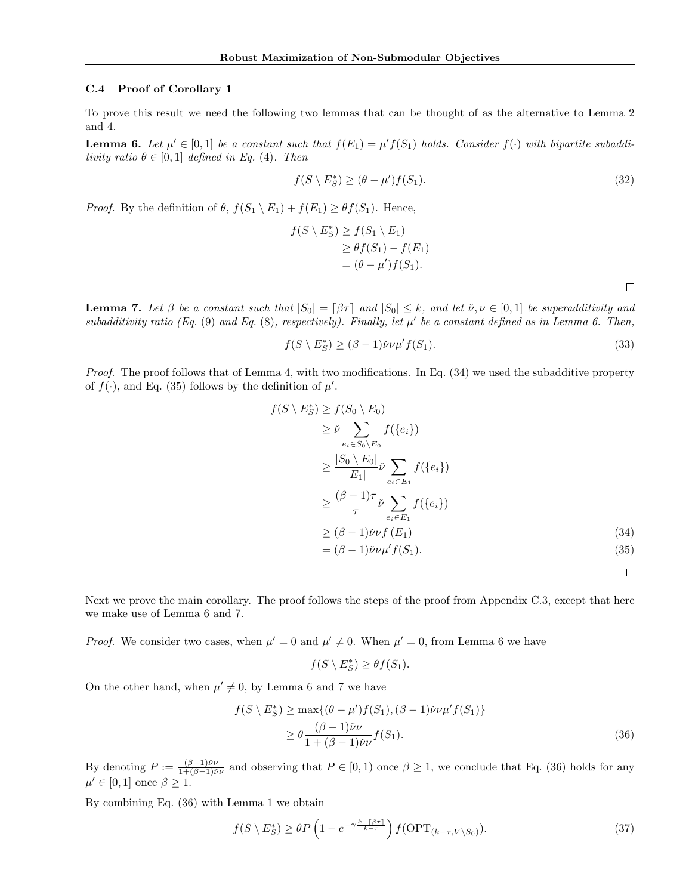### C.4 Proof of Corollary 1

To prove this result we need the following two lemmas that can be thought of as the alternative to Lemma 2 and 4.

**Lemma 6.** *Let $\mu' \in [0,1]$ be a constant such that $f(E_1) = \mu' f(S_1)$ holds. Consider $f(\cdot)$ with bipartite subadditivity ratio $\theta \in [0,1]$ defined in Eq. (4). Then*

$$f(S \setminus E_S^*) \geq (\theta - \mu') f(S_1). \tag{32}$$

*Proof.* By the definition of $\theta$, $f(S_1 \setminus E_1) + f(E_1) \geq \theta f(S_1)$. Hence,

$$\begin{aligned} f(S \setminus E_S^*) &\geq f(S_1 \setminus E_1) \\ &\geq \theta f(S_1) - f(E_1) \\ &= (\theta - \mu') f(S_1). \end{aligned}$$

□

**Lemma 7.** *Let $\beta$ be a constant such that $|S_0| = \lceil \beta \tau \rceil$ and $|S_0| \leq k$, and let $\check{\nu}, \nu \in [0,1]$ be superadditivity and subadditivity ratio (Eq. (9) and Eq. (8), respectively). Finally, let $\mu'$ be a constant defined as in Lemma 6. Then,*

$$f(S \setminus E_S^*) \geq (\beta - 1)\check{\nu}\nu\mu' f(S_1). \tag{33}$$

*Proof.* The proof follows that of Lemma 4, with two modifications. In Eq. (34) we used the subadditive property of $f(\cdot)$, and Eq. (35) follows by the definition of $\mu'$.

$$\begin{aligned} f(S \setminus E_S^*) &\geq f(S_0 \setminus E_0) \\ &\geq \check{\nu} \sum_{e_i \in S_0 \setminus E_0} f(\{e_i\}) \\ &\geq \frac{|S_0 \setminus E_0|}{|E_1|} \check{\nu} \sum_{e_i \in E_1} f(\{e_i\}) \\ &\geq \frac{(\beta - 1)\tau}{\tau} \check{\nu} \sum_{e_i \in E_1} f(\{e_i\}) \\ &\geq (\beta - 1)\check{\nu}\nu f(E_1) &(34) \\ &= (\beta - 1)\check{\nu}\nu\mu' f(S_1). &(35) \end{aligned}$$

□

Next we prove the main corollary. The proof follows the steps of the proof from Appendix C.3, except that here we make use of Lemma 6 and 7.

*Proof.* We consider two cases, when $\mu' = 0$ and $\mu' \neq 0$. When $\mu' = 0$, from Lemma 6 we have

$$f(S \setminus E_S^*) \geq \theta f(S_1).$$

On the other hand, when $\mu' \neq 0$, by Lemma 6 and 7 we have

$$\begin{aligned} f(S \setminus E_S^*) &\geq \max\{(\theta - \mu') f(S_1), (\beta - 1)\check{\nu}\nu\mu' f(S_1)\} \\ &\geq \theta \frac{(\beta - 1)\check{\nu}\nu}{1 + (\beta - 1)\check{\nu}\nu} f(S_1). &(36) \end{aligned}$$

By denoting $P := \frac{(\beta-1)\check{\nu}\nu}{1+(\beta-1)\check{\nu}\nu}$ and observing that $P \in [0,1)$ once $\beta \geq 1$, we conclude that Eq. (36) holds for any $\mu' \in [0,1]$ once $\beta \geq 1$.

By combining Eq. (36) with Lemma 1 we obtain

$$f(S \setminus E_S^*) \geq \theta P \left(1 - e^{-\gamma \frac{k - \lceil \beta \tau \rceil}{k - \tau}}\right) f(\mathrm{OPT}_{(k-\tau, V \setminus S_0)}). \tag{37}$$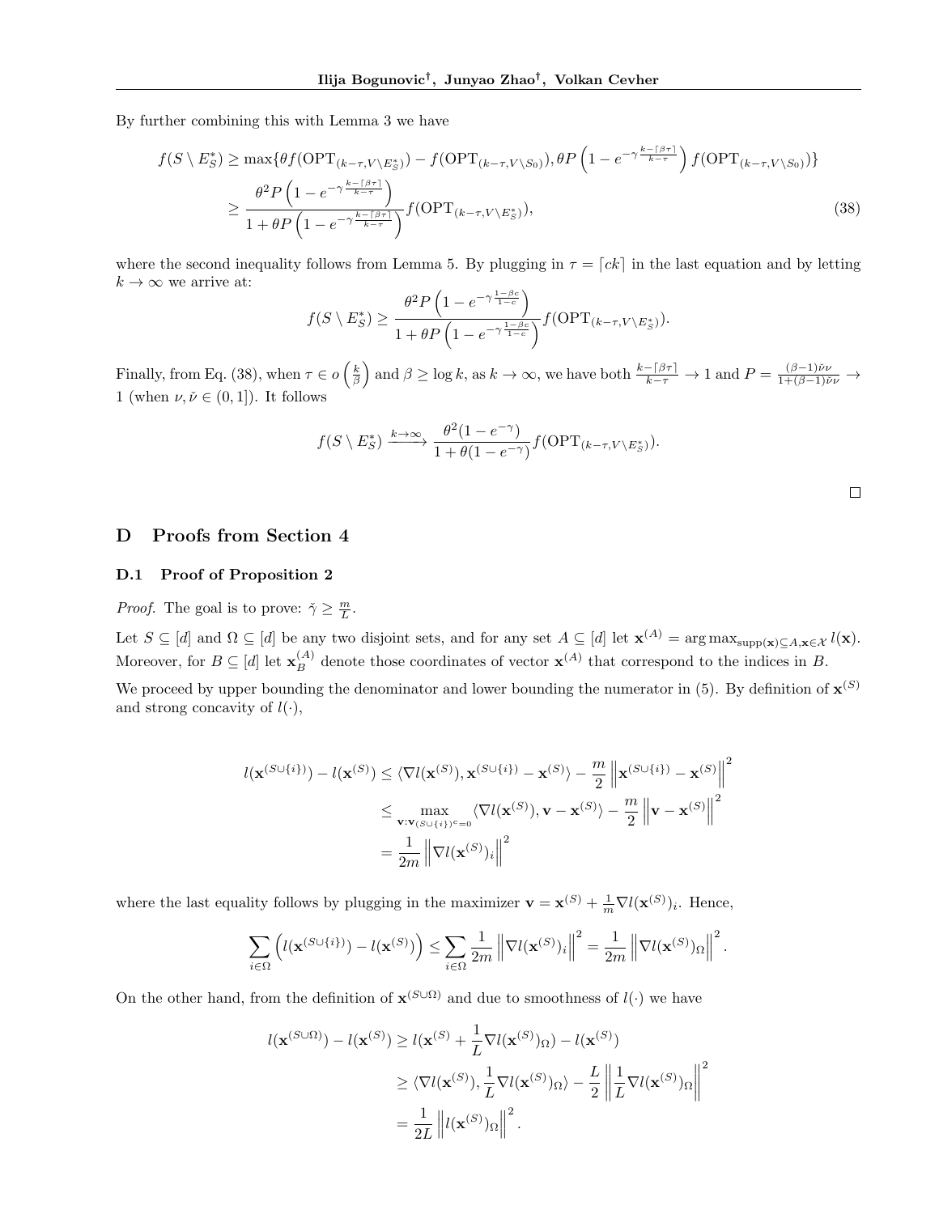By further combining this with Lemma 3 we have

$$
\begin{aligned}
f(S \setminus E_S^*) &\geq \max\{\theta f(\mathrm{OPT}_{(k-\tau, V\setminus E_S^*)}) - f(\mathrm{OPT}_{(k-\tau, V\setminus S_0)}), \theta P \left(1 - e^{-\gamma \frac{k - \lceil \beta\tau \rceil}{k-\tau}}\right) f(\mathrm{OPT}_{(k-\tau, V\setminus S_0)})\} \\
&\geq \frac{\theta^2 P \left(1 - e^{-\gamma \frac{k-\lceil \beta\tau \rceil}{k-\tau}}\right)}{1 + \theta P \left(1 - e^{-\gamma \frac{k - \lceil \beta \tau \rceil}{k-\tau}}\right)} f(\mathrm{OPT}_{(k-\tau, V\setminus E_S^*)}),
\end{aligned} \tag{38}
$$

where the second inequality follows from Lemma 5. By plugging in $\tau = \lceil ck \rceil$ in the last equation and by letting $k \to \infty$ we arrive at:

$$
f(S \setminus E_S^*) \geq \frac{\theta^2 P \left(1 - e^{-\gamma \frac{1-\beta c}{1-c}}\right)}{1 + \theta P \left(1 - e^{-\gamma \frac{1-\beta c}{1-c}}\right)} f(\mathrm{OPT}_{(k-\tau, V\setminus E_S^*)}).
$$

Finally, from Eq. (38), when $\tau \in o\left(\frac{k}{\beta}\right)$ and $\beta \geq \log k$, as $k \to \infty$, we have both $\frac{k - \lceil \beta\tau \rceil}{k-\tau} \to 1$ and $P = \frac{(\beta-1)\check{\nu}\nu}{1+(\beta-1)\check{\nu}\nu} \to 1$ (when $\nu, \check{\nu} \in (0,1]$). It follows

$$
f(S \setminus E_S^*) \xrightarrow{k\to\infty} \frac{\theta^2 (1 - e^{-\gamma})}{1 + \theta(1 - e^{-\gamma})} f(\mathrm{OPT}_{(k-\tau, V\setminus E_S^*)}).
$$

□

# D Proofs from Section 4

## D.1 Proof of Proposition 2

*Proof.* The goal is to prove: $\check{\gamma} \geq \frac{m}{L}$.

Let $S \subseteq [d]$ and $\Omega \subseteq [d]$ be any two disjoint sets, and for any set $A \subseteq [d]$ let $\mathbf{x}^{(A)} = \arg\max_{\mathrm{supp}(\mathbf{x}) \subseteq A, \mathbf{x} \in \mathcal{X}} l(\mathbf{x})$. Moreover, for $B \subseteq [d]$ let $\mathbf{x}_B^{(A)}$ denote those coordinates of vector $\mathbf{x}^{(A)}$ that correspond to the indices in $B$.

We proceed by upper bounding the denominator and lower bounding the numerator in (5). By definition of $\mathbf{x}^{(S)}$ and strong concavity of $l(\cdot)$,

$$
\begin{aligned}
l(\mathbf{x}^{(S\cup\{i\})}) - l(\mathbf{x}^{(S)}) &\leq \langle \nabla l(\mathbf{x}^{(S)}), \mathbf{x}^{(S\cup\{i\})} - \mathbf{x}^{(S)} \rangle - \frac{m}{2} \left\| \mathbf{x}^{(S\cup\{i\})} - \mathbf{x}^{(S)} \right\|^2 \\
&\leq \max_{\mathbf{v}: \mathbf{v}_{(S\cup\{i\})^c} = 0} \langle \nabla l(\mathbf{x}^{(S)}), \mathbf{v} - \mathbf{x}^{(S)} \rangle - \frac{m}{2} \left\| \mathbf{v} - \mathbf{x}^{(S)} \right\|^2 \\
&= \frac{1}{2m} \left\| \nabla l(\mathbf{x}^{(S)})_i \right\|^2
\end{aligned}
$$

where the last equality follows by plugging in the maximizer $\mathbf{v} = \mathbf{x}^{(S)} + \frac{1}{m} \nabla l(\mathbf{x}^{(S)})_i$. Hence,

$$
\sum_{i\in\Omega} \left( l(\mathbf{x}^{(S\cup\{i\})}) - l(\mathbf{x}^{(S)}) \right) \leq \sum_{i\in\Omega} \frac{1}{2m} \left\| \nabla l(\mathbf{x}^{(S)})_i \right\|^2 = \frac{1}{2m} \left\| \nabla l(\mathbf{x}^{(S)})_\Omega \right\|^2.
$$

On the other hand, from the definition of $\mathbf{x}^{(S\cup\Omega)}$ and due to smoothness of $l(\cdot)$ we have

$$
\begin{aligned}
l(\mathbf{x}^{(S\cup\Omega)}) - l(\mathbf{x}^{(S)}) &\geq l(\mathbf{x}^{(S)} + \frac{1}{L} \nabla l(\mathbf{x}^{(S)})_\Omega) - l(\mathbf{x}^{(S)}) \\
&\geq \langle \nabla l(\mathbf{x}^{(S)}), \frac{1}{L} \nabla l(\mathbf{x}^{(S)})_\Omega \rangle - \frac{L}{2} \left\| \frac{1}{L} \nabla l(\mathbf{x}^{(S)})_\Omega \right\|^2 \\
&= \frac{1}{2L} \left\| l(\mathbf{x}^{(S)})_\Omega \right\|^2.
\end{aligned}
$$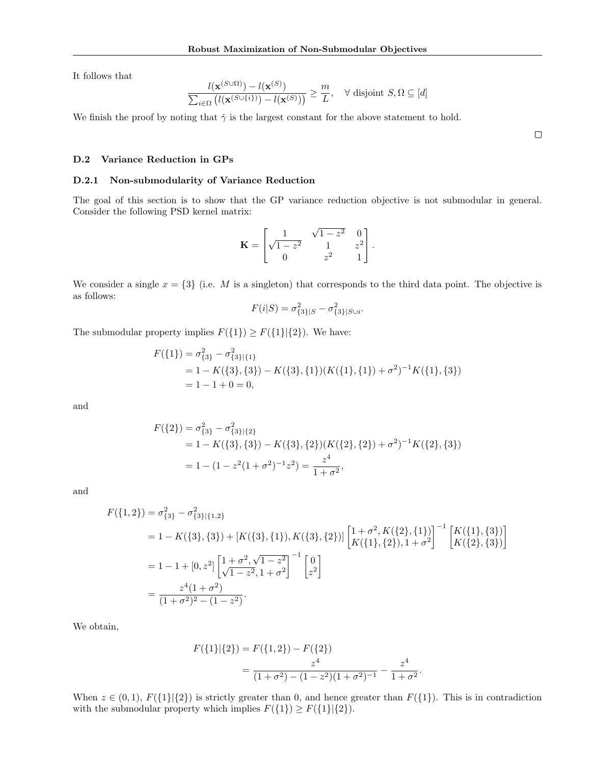It follows that

$$\frac{l(\mathbf{x}^{(S\cup\Omega)}) - l(\mathbf{x}^{(S)})}{\sum_{i\in\Omega}\left(l(\mathbf{x}^{(S\cup\{i\})}) - l(\mathbf{x}^{(S)})\right)} \geq \frac{m}{L}, \quad \forall \text{ disjoint } S, \Omega \subseteq [d]$$

We finish the proof by noting that $\check{\gamma}$ is the largest constant for the above statement to hold.

□

### D.2 Variance Reduction in GPs

#### D.2.1 Non-submodularity of Variance Reduction

The goal of this section is to show that the GP variance reduction objective is not submodular in general. Consider the following PSD kernel matrix:

$$\mathbf{K} = \begin{bmatrix} 1 & \sqrt{1-z^2} & 0 \\ \sqrt{1-z^2} & 1 & z^2 \\ 0 & z^2 & 1 \end{bmatrix}.$$

We consider a single $x = \{3\}$ (i.e. $M$ is a singleton) that corresponds to the third data point. The objective is as follows:

$$F(i|S) = \sigma^2_{\{3\}|S} - \sigma^2_{\{3\}|S\cup i}.$$

The submodular property implies $F(\{1\}) \geq F(\{1\}|\{2\})$. We have:

$$\begin{aligned}
F(\{1\}) &= \sigma^2_{\{3\}} - \sigma^2_{\{3\}|\{1\}} \\
&= 1 - K(\{3\},\{3\}) - K(\{3\},\{1\})(K(\{1\},\{1\}) + \sigma^2)^{-1}K(\{1\},\{3\}) \\
&= 1 - 1 + 0 = 0,
\end{aligned}$$

and

$$\begin{aligned}
F(\{2\}) &= \sigma^2_{\{3\}} - \sigma^2_{\{3\}|\{2\}} \\
&= 1 - K(\{3\},\{3\}) - K(\{3\},\{2\})(K(\{2\},\{2\}) + \sigma^2)^{-1}K(\{2\},\{3\}) \\
&= 1 - (1 - z^2(1+\sigma^2)^{-1}z^2) = \frac{z^4}{1+\sigma^2},
\end{aligned}$$

and

$$\begin{aligned}
F(\{1,2\}) &= \sigma^2_{\{3\}} - \sigma^2_{\{3\}|\{1,2\}} \\
&= 1 - K(\{3\},\{3\}) + [K(\{3\},\{1\}), K(\{3\},\{2\})] \begin{bmatrix} 1+\sigma^2, K(\{2\},\{1\}) \\ K(\{1\},\{2\}), 1+\sigma^2 \end{bmatrix}^{-1} \begin{bmatrix} K(\{1\},\{3\}) \\ K(\{2\},\{3\}) \end{bmatrix} \\
&= 1 - 1 + [0, z^2] \begin{bmatrix} 1+\sigma^2, \sqrt{1-z^2} \\ \sqrt{1-z^2}, 1+\sigma^2 \end{bmatrix}^{-1} \begin{bmatrix} 0 \\ z^2 \end{bmatrix} \\
&= \frac{z^4(1+\sigma^2)}{(1+\sigma^2)^2 - (1-z^2)}.
\end{aligned}$$

We obtain,

$$\begin{aligned}
F(\{1\}|\{2\}) &= F(\{1,2\}) - F(\{2\}) \\
&= \frac{z^4}{(1+\sigma^2) - (1-z^2)(1+\sigma^2)^{-1}} - \frac{z^4}{1+\sigma^2}.
\end{aligned}$$

When $z \in (0,1)$, $F(\{1\}|\{2\})$ is strictly greater than 0, and hence greater than $F(\{1\})$. This is in contradiction with the submodular property which implies $F(\{1\}) \geq F(\{1\}|\{2\})$.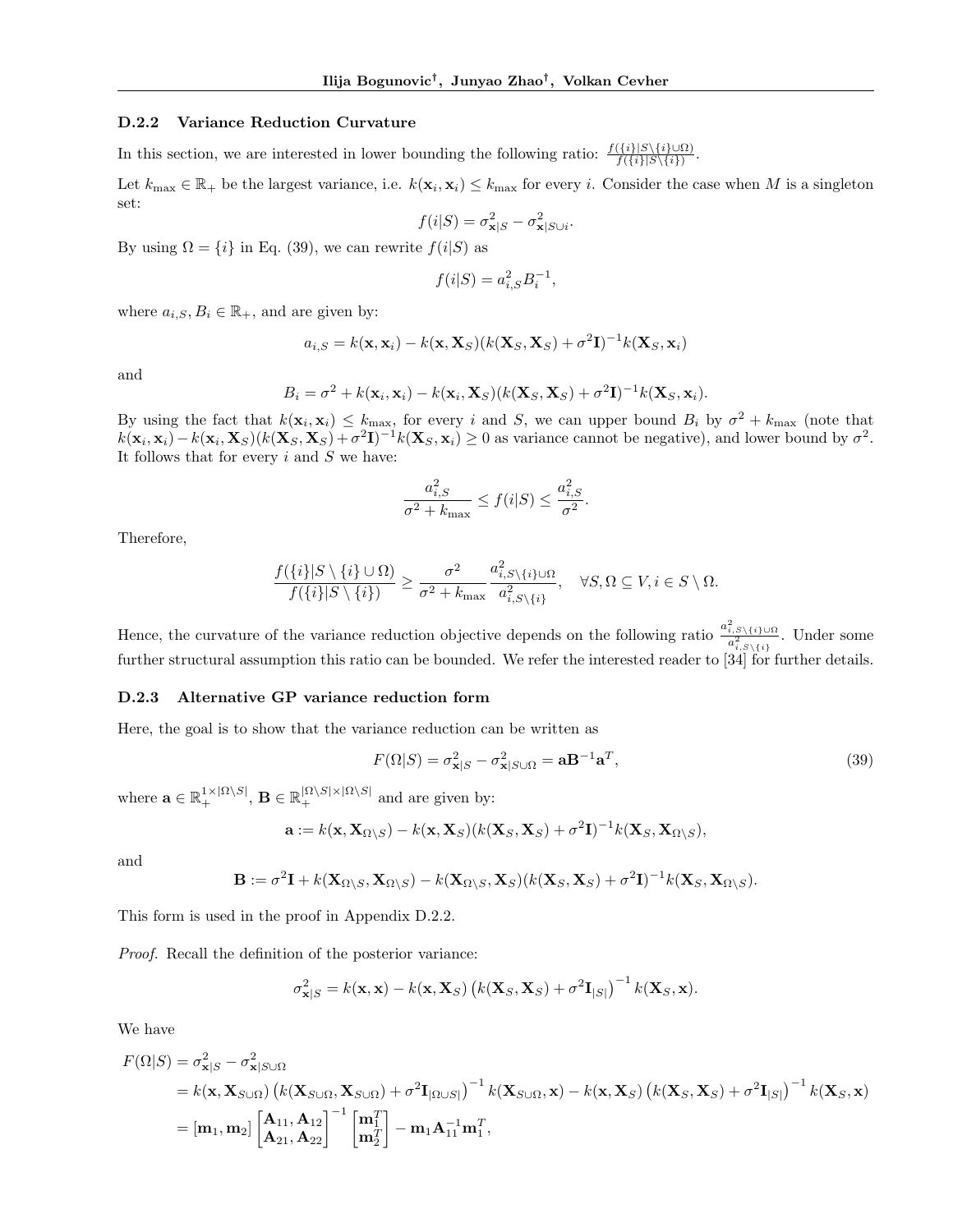### D.2.2 Variance Reduction Curvature

In this section, we are interested in lower bounding the following ratio: $\frac{f(\{i\}|S\setminus\{i\}\cup\Omega)}{f(\{i\}|S\setminus\{i\})}$.

Let $k_{\max} \in \mathbb{R}_+$ be the largest variance, i.e. $k(\mathbf{x}_i, \mathbf{x}_i) \leq k_{\max}$ for every $i$. Consider the case when $M$ is a singleton set:

$$f(i|S) = \sigma^2_{\mathbf{x}|S} - \sigma^2_{\mathbf{x}|S\cup i}.$$

By using $\Omega = \{i\}$ in Eq. (39), we can rewrite $f(i|S)$ as

$$f(i|S) = a^2_{i,S} B_i^{-1},$$

where $a_{i,S}, B_i \in \mathbb{R}_+$, and are given by:

$$a_{i,S} = k(\mathbf{x}, \mathbf{x}_i) - k(\mathbf{x}, \mathbf{X}_S)(k(\mathbf{X}_S, \mathbf{X}_S) + \sigma^2\mathbf{I})^{-1} k(\mathbf{X}_S, \mathbf{x}_i)$$

and

$$B_i = \sigma^2 + k(\mathbf{x}_i, \mathbf{x}_i) - k(\mathbf{x}_i, \mathbf{X}_S)(k(\mathbf{X}_S, \mathbf{X}_S) + \sigma^2\mathbf{I})^{-1} k(\mathbf{X}_S, \mathbf{x}_i).$$

By using the fact that $k(\mathbf{x}_i, \mathbf{x}_i) \leq k_{\max}$, for every $i$ and $S$, we can upper bound $B_i$ by $\sigma^2 + k_{\max}$ (note that $k(\mathbf{x}_i, \mathbf{x}_i) - k(\mathbf{x}_i, \mathbf{X}_S)(k(\mathbf{X}_S, \mathbf{X}_S) + \sigma^2\mathbf{I})^{-1} k(\mathbf{X}_S, \mathbf{x}_i) \geq 0$ as variance cannot be negative), and lower bound by $\sigma^2$. It follows that for every $i$ and $S$ we have:

$$\frac{a^2_{i,S}}{\sigma^2 + k_{\max}} \leq f(i|S) \leq \frac{a^2_{i,S}}{\sigma^2}.$$

Therefore,

$$\frac{f(\{i\}|S\setminus\{i\}\cup\Omega)}{f(\{i\}|S\setminus\{i\})} \geq \frac{\sigma^2}{\sigma^2 + k_{\max}} \frac{a^2_{i,S\setminus\{i\}\cup\Omega}}{a^2_{i,S\setminus\{i\}}}, \quad \forall S, \Omega \subseteq V, i \in S \setminus \Omega.$$

Hence, the curvature of the variance reduction objective depends on the following ratio $\frac{a^2_{i,S\setminus\{i\}\cup\Omega}}{a^2_{i,S\setminus\{i\}}}$. Under some further structural assumption this ratio can be bounded. We refer the interested reader to [34] for further details.

### D.2.3 Alternative GP variance reduction form

Here, the goal is to show that the variance reduction can be written as

$$F(\Omega|S) = \sigma^2_{\mathbf{x}|S} - \sigma^2_{\mathbf{x}|S\cup\Omega} = \mathbf{a}\mathbf{B}^{-1}\mathbf{a}^T, \tag{39}$$

where $\mathbf{a} \in \mathbb{R}_+^{1\times|\Omega\setminus S|}$, $\mathbf{B} \in \mathbb{R}_+^{|\Omega\setminus S|\times|\Omega\setminus S|}$ and are given by:

$$\mathbf{a} := k(\mathbf{x}, \mathbf{X}_{\Omega\setminus S}) - k(\mathbf{x}, \mathbf{X}_S)(k(\mathbf{X}_S, \mathbf{X}_S) + \sigma^2\mathbf{I})^{-1} k(\mathbf{X}_S, \mathbf{X}_{\Omega\setminus S}),$$

and

$$\mathbf{B} := \sigma^2\mathbf{I} + k(\mathbf{X}_{\Omega\setminus S}, \mathbf{X}_{\Omega\setminus S}) - k(\mathbf{X}_{\Omega\setminus S}, \mathbf{X}_S)(k(\mathbf{X}_S, \mathbf{X}_S) + \sigma^2\mathbf{I})^{-1} k(\mathbf{X}_S, \mathbf{X}_{\Omega\setminus S}).$$

This form is used in the proof in Appendix D.2.2.

*Proof.* Recall the definition of the posterior variance:

$$\sigma^2_{\mathbf{x}|S} = k(\mathbf{x}, \mathbf{x}) - k(\mathbf{x}, \mathbf{X}_S)\left(k(\mathbf{X}_S, \mathbf{X}_S) + \sigma^2\mathbf{I}_{|S|}\right)^{-1} k(\mathbf{X}_S, \mathbf{x}).$$

We have

$$\begin{aligned}
F(\Omega|S) &= \sigma^2_{\mathbf{x}|S} - \sigma^2_{\mathbf{x}|S\cup\Omega} \\
&= k(\mathbf{x}, \mathbf{X}_{S\cup\Omega})\left(k(\mathbf{X}_{S\cup\Omega}, \mathbf{X}_{S\cup\Omega}) + \sigma^2\mathbf{I}_{|\Omega\cup S|}\right)^{-1} k(\mathbf{X}_{S\cup\Omega}, \mathbf{x}) - k(\mathbf{x}, \mathbf{X}_S)\left(k(\mathbf{X}_S, \mathbf{X}_S) + \sigma^2\mathbf{I}_{|S|}\right)^{-1} k(\mathbf{X}_S, \mathbf{x}) \\
&= [\mathbf{m}_1, \mathbf{m}_2] \begin{bmatrix} \mathbf{A}_{11}, \mathbf{A}_{12} \\ \mathbf{A}_{21}, \mathbf{A}_{22} \end{bmatrix}^{-1} \begin{bmatrix} \mathbf{m}_1^T \\ \mathbf{m}_2^T \end{bmatrix} - \mathbf{m}_1 \mathbf{A}_{11}^{-1} \mathbf{m}_1^T,
\end{aligned}$$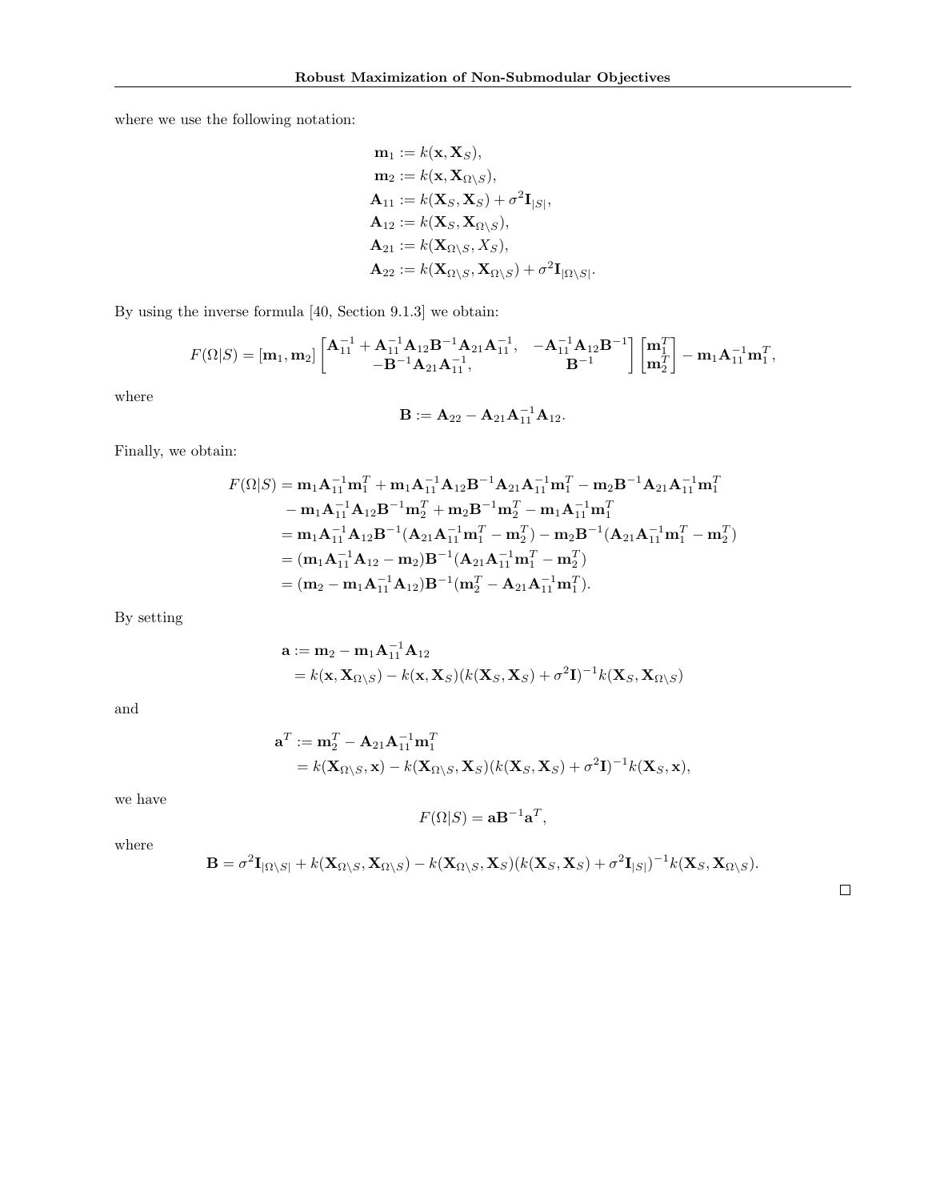where we use the following notation:

$$
\begin{aligned}
\mathbf{m}_1 &:= k(\mathbf{x}, \mathbf{X}_S), \\
\mathbf{m}_2 &:= k(\mathbf{x}, \mathbf{X}_{\Omega \setminus S}), \\
\mathbf{A}_{11} &:= k(\mathbf{X}_S, \mathbf{X}_S) + \sigma^2 \mathbf{I}_{|S|}, \\
\mathbf{A}_{12} &:= k(\mathbf{X}_S, \mathbf{X}_{\Omega \setminus S}), \\
\mathbf{A}_{21} &:= k(\mathbf{X}_{\Omega \setminus S}, X_S), \\
\mathbf{A}_{22} &:= k(\mathbf{X}_{\Omega \setminus S}, \mathbf{X}_{\Omega \setminus S}) + \sigma^2 \mathbf{I}_{|\Omega \setminus S|}.
\end{aligned}
$$

By using the inverse formula [40, Section 9.1.3] we obtain:

$$
F(\Omega|S) = [\mathbf{m}_1, \mathbf{m}_2] \begin{bmatrix} \mathbf{A}_{11}^{-1} + \mathbf{A}_{11}^{-1}\mathbf{A}_{12}\mathbf{B}^{-1}\mathbf{A}_{21}\mathbf{A}_{11}^{-1}, & -\mathbf{A}_{11}^{-1}\mathbf{A}_{12}\mathbf{B}^{-1} \\ -\mathbf{B}^{-1}\mathbf{A}_{21}\mathbf{A}_{11}^{-1}, & \mathbf{B}^{-1} \end{bmatrix} \begin{bmatrix} \mathbf{m}_1^T \\ \mathbf{m}_2^T \end{bmatrix} - \mathbf{m}_1 \mathbf{A}_{11}^{-1} \mathbf{m}_1^T,
$$

where

$$
\mathbf{B} := \mathbf{A}_{22} - \mathbf{A}_{21}\mathbf{A}_{11}^{-1}\mathbf{A}_{12}.
$$

Finally, we obtain:

$$
\begin{aligned}
F(\Omega|S) &= \mathbf{m}_1\mathbf{A}_{11}^{-1}\mathbf{m}_1^T + \mathbf{m}_1\mathbf{A}_{11}^{-1}\mathbf{A}_{12}\mathbf{B}^{-1}\mathbf{A}_{21}\mathbf{A}_{11}^{-1}\mathbf{m}_1^T - \mathbf{m}_2\mathbf{B}^{-1}\mathbf{A}_{21}\mathbf{A}_{11}^{-1}\mathbf{m}_1^T \\
&\quad - \mathbf{m}_1\mathbf{A}_{11}^{-1}\mathbf{A}_{12}\mathbf{B}^{-1}\mathbf{m}_2^T + \mathbf{m}_2\mathbf{B}^{-1}\mathbf{m}_2^T - \mathbf{m}_1\mathbf{A}_{11}^{-1}\mathbf{m}_1^T \\
&= \mathbf{m}_1\mathbf{A}_{11}^{-1}\mathbf{A}_{12}\mathbf{B}^{-1}(\mathbf{A}_{21}\mathbf{A}_{11}^{-1}\mathbf{m}_1^T - \mathbf{m}_2^T) - \mathbf{m}_2\mathbf{B}^{-1}(\mathbf{A}_{21}\mathbf{A}_{11}^{-1}\mathbf{m}_1^T - \mathbf{m}_2^T) \\
&= (\mathbf{m}_1\mathbf{A}_{11}^{-1}\mathbf{A}_{12} - \mathbf{m}_2)\mathbf{B}^{-1}(\mathbf{A}_{21}\mathbf{A}_{11}^{-1}\mathbf{m}_1^T - \mathbf{m}_2^T) \\
&= (\mathbf{m}_2 - \mathbf{m}_1\mathbf{A}_{11}^{-1}\mathbf{A}_{12})\mathbf{B}^{-1}(\mathbf{m}_2^T - \mathbf{A}_{21}\mathbf{A}_{11}^{-1}\mathbf{m}_1^T).
\end{aligned}
$$

By setting

$$
\begin{aligned}
\mathbf{a} &:= \mathbf{m}_2 - \mathbf{m}_1\mathbf{A}_{11}^{-1}\mathbf{A}_{12} \\
&= k(\mathbf{x}, \mathbf{X}_{\Omega \setminus S}) - k(\mathbf{x}, \mathbf{X}_S)(k(\mathbf{X}_S, \mathbf{X}_S) + \sigma^2 \mathbf{I})^{-1} k(\mathbf{X}_S, \mathbf{X}_{\Omega \setminus S})
\end{aligned}
$$

and

$$
\begin{aligned}
\mathbf{a}^T &:= \mathbf{m}_2^T - \mathbf{A}_{21}\mathbf{A}_{11}^{-1}\mathbf{m}_1^T \\
&= k(\mathbf{X}_{\Omega \setminus S}, \mathbf{x}) - k(\mathbf{X}_{\Omega \setminus S}, \mathbf{X}_S)(k(\mathbf{X}_S, \mathbf{X}_S) + \sigma^2 \mathbf{I})^{-1} k(\mathbf{X}_S, \mathbf{x}),
\end{aligned}
$$

we have

$$
F(\Omega|S) = \mathbf{a}\mathbf{B}^{-1}\mathbf{a}^T,
$$

where

$$
\mathbf{B} = \sigma^2 \mathbf{I}_{|\Omega \setminus S|} + k(\mathbf{X}_{\Omega \setminus S}, \mathbf{X}_{\Omega \setminus S}) - k(\mathbf{X}_{\Omega \setminus S}, \mathbf{X}_S)(k(\mathbf{X}_S, \mathbf{X}_S) + \sigma^2 \mathbf{I}_{|S|})^{-1} k(\mathbf{X}_S, \mathbf{X}_{\Omega \setminus S}).
$$

□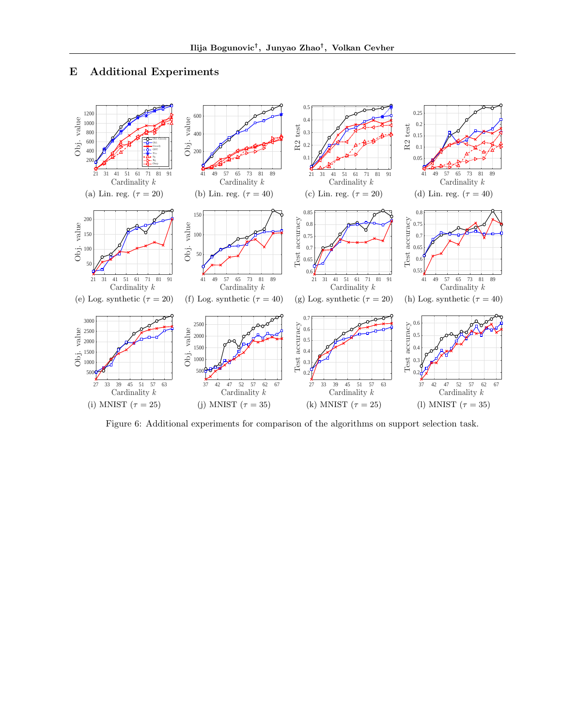# E Additional Experiments

(a) Lin. reg. ($\tau = 20$)

(b) Lin. reg. ($\tau = 40$)

(c) Lin. reg. ($\tau = 20$)

(d) Lin. reg. ($\tau = 40$)

(e) Log. synthetic ($\tau = 20$)

(f) Log. synthetic ($\tau = 40$)

(g) Log. synthetic ($\tau = 20$)

(h) Log. synthetic ($\tau = 40$)

(i) MNIST ($\tau = 25$)

(j) MNIST ($\tau = 35$)

(k) MNIST ($\tau = 25$)

(l) MNIST ($\tau = 35$)

Figure 6: Additional experiments for comparison of the algorithms on support selection task.